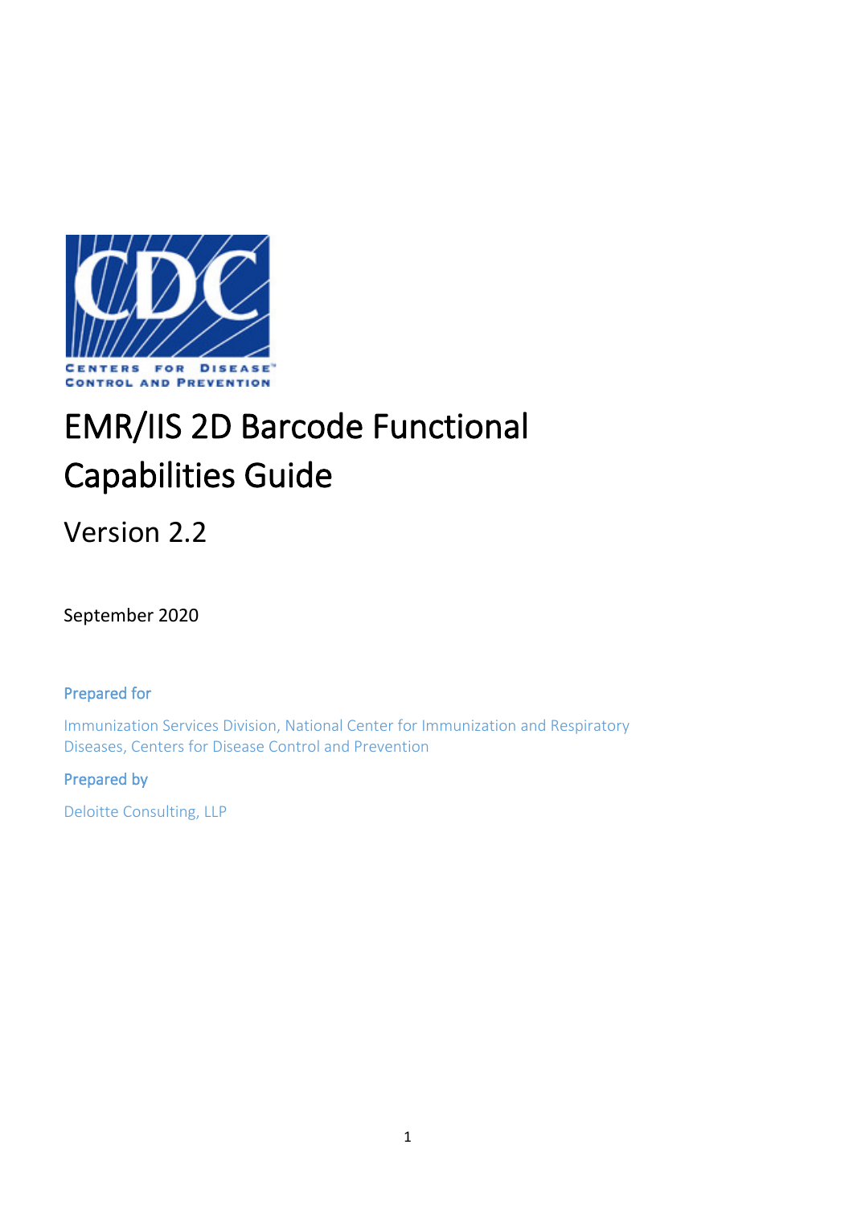CENTERS FOR DISEASE CONTROL AND PREVENTION

# EMR/IIS 2D Barcode Functional Capabilities Guide

## Version 2.2

September 2020

**Prepared for**

Immunization Services Division, National Center for Immunization and Respiratory Diseases, Centers for Disease Control and Prevention

**Prepared by**

Deloitte Consulting, LLP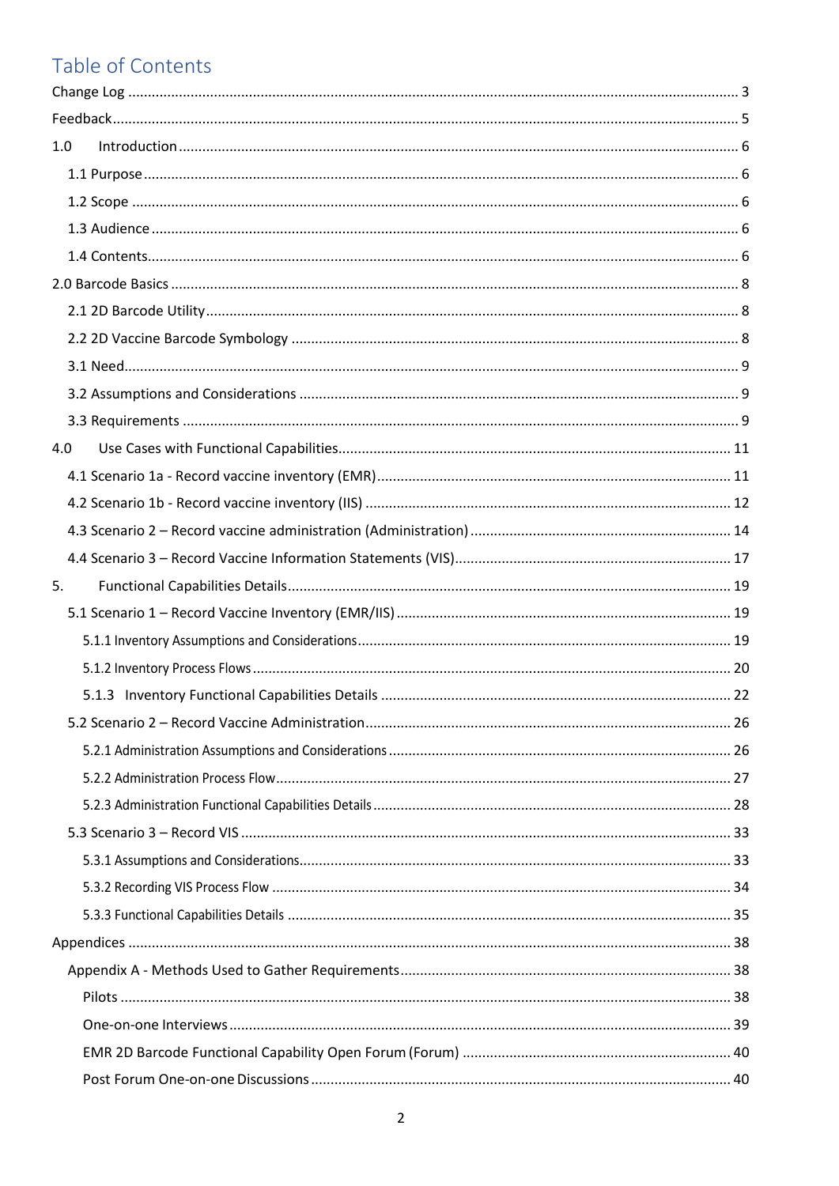# Table of Contents

Change Log ........................................................................................................................................ 3

Feedback ............................................................................................................................................ 5

1.0 Introduction ................................................................................................................................ 6

- 1.1 Purpose ..................................................................................................................................... 6
- 1.2 Scope ........................................................................................................................................ 6
- 1.3 Audience ................................................................................................................................... 6
- 1.4 Contents .................................................................................................................................... 6

2.0 Barcode Basics ............................................................................................................................. 8

- 2.1 2D Barcode Utility ..................................................................................................................... 8
- 2.2 2D Vaccine Barcode Symbology ............................................................................................... 8
- 3.1 Need .......................................................................................................................................... 9
- 3.2 Assumptions and Considerations ............................................................................................. 9
- 3.3 Requirements ............................................................................................................................ 9

4.0 Use Cases with Functional Capabilities ....................................................................................... 11

- 4.1 Scenario 1a - Record vaccine inventory (EMR) ........................................................................ 11
- 4.2 Scenario 1b - Record vaccine inventory (IIS) ........................................................................... 12
- 4.3 Scenario 2 – Record vaccine administration (Administration) ................................................. 14
- 4.4 Scenario 3 – Record Vaccine Information Statements (VIS) .................................................... 17

5. Functional Capabilities Details ...................................................................................................... 19

- 5.1 Scenario 1 – Record Vaccine Inventory (EMR/IIS) ................................................................... 19
  - 5.1.1 Inventory Assumptions and Considerations ...................................................................... 19
  - 5.1.2 Inventory Process Flows ..................................................................................................... 20
  - 5.1.3 Inventory Functional Capabilities Details .......................................................................... 22
- 5.2 Scenario 2 – Record Vaccine Administration ........................................................................... 26
  - 5.2.1 Administration Assumptions and Considerations ............................................................. 26
  - 5.2.2 Administration Process Flow .............................................................................................. 27
  - 5.2.3 Administration Functional Capabilities Details .................................................................. 28
- 5.3 Scenario 3 – Record VIS ............................................................................................................ 33
  - 5.3.1 Assumptions and Considerations ....................................................................................... 33
  - 5.3.2 Recording VIS Process Flow ................................................................................................ 34
  - 5.3.3 Functional Capabilities Details ........................................................................................... 35

Appendices ........................................................................................................................................ 38

- Appendix A - Methods Used to Gather Requirements ..................................................................... 38
  - Pilots ............................................................................................................................................ 38
  - One-on-one Interviews ................................................................................................................. 39
  - EMR 2D Barcode Functional Capability Open Forum (Forum) ..................................................... 40
  - Post Forum One-on-one Discussions ........................................................................................... 40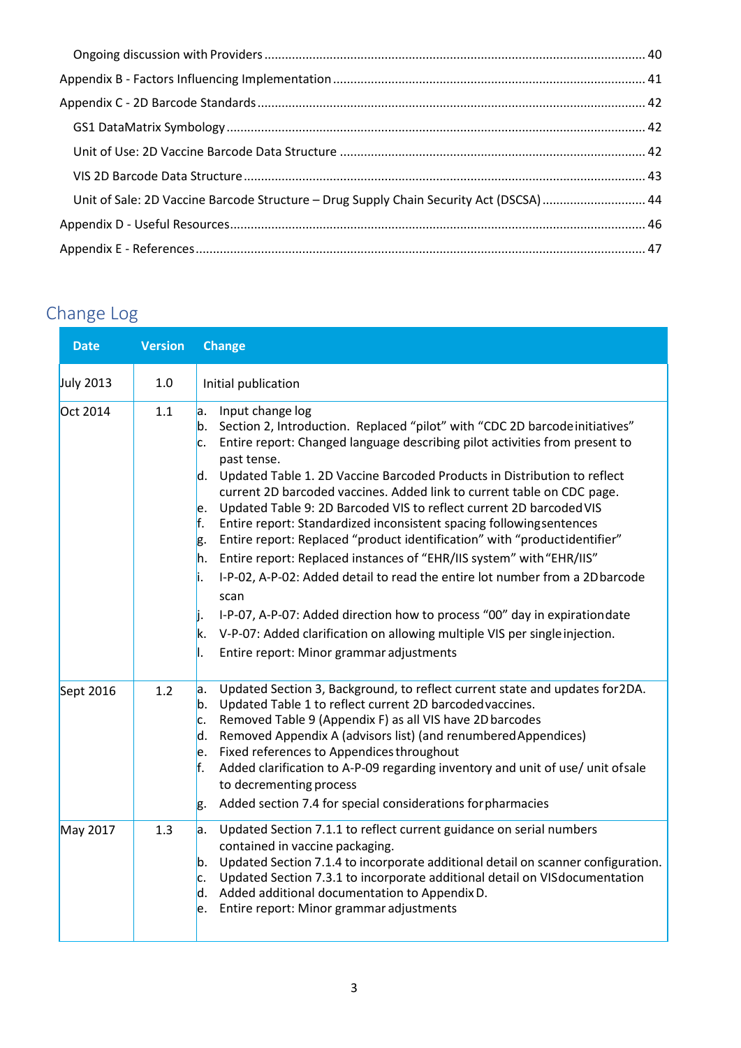Ongoing discussion with Providers ............................................................................................. 40

Appendix B - Factors Influencing Implementation ............................................................................ 41

Appendix C - 2D Barcode Standards ................................................................................................. 42

GS1 DataMatrix Symbology ............................................................................................................ 42

Unit of Use: 2D Vaccine Barcode Data Structure ............................................................................ 42

VIS 2D Barcode Data Structure ........................................................................................................ 43

Unit of Sale: 2D Vaccine Barcode Structure – Drug Supply Chain Security Act (DSCSA) ............................. 44

Appendix D - Useful Resources ........................................................................................................ 46

Appendix E - References .................................................................................................................. 47

## Change Log

| Date | Version | Change |
|---|---|---|
| July 2013 | 1.0 | Initial publication |
| Oct 2014 | 1.1 | a. Input change log<br>b. Section 2, Introduction. Replaced “pilot” with “CDC 2D barcode initiatives”<br>c. Entire report: Changed language describing pilot activities from present to past tense.<br>d. Updated Table 1. 2D Vaccine Barcoded Products in Distribution to reflect current 2D barcoded vaccines. Added link to current table on CDC page.<br>e. Updated Table 9: 2D Barcoded VIS to reflect current 2D barcoded VIS<br>f. Entire report: Standardized inconsistent spacing following sentences<br>g. Entire report: Replaced “product identification” with “product identifier”<br>h. Entire report: Replaced instances of “EHR/IIS system” with “EHR/IIS”<br>i. I-P-02, A-P-02: Added detail to read the entire lot number from a 2D barcode scan<br>j. I-P-07, A-P-07: Added direction how to process “00” day in expiration date<br>k. V-P-07: Added clarification on allowing multiple VIS per single injection.<br>l. Entire report: Minor grammar adjustments |
| Sept 2016 | 1.2 | a. Updated Section 3, Background, to reflect current state and updates for 2DA.<br>b. Updated Table 1 to reflect current 2D barcoded vaccines.<br>c. Removed Table 9 (Appendix F) as all VIS have 2D barcodes<br>d. Removed Appendix A (advisors list) (and renumbered Appendices)<br>e. Fixed references to Appendices throughout<br>f. Added clarification to A-P-09 regarding inventory and unit of use/ unit of sale to decrementing process<br>g. Added section 7.4 for special considerations for pharmacies |
| May 2017 | 1.3 | a. Updated Section 7.1.1 to reflect current guidance on serial numbers contained in vaccine packaging.<br>b. Updated Section 7.1.4 to incorporate additional detail on scanner configuration.<br>c. Updated Section 7.3.1 to incorporate additional detail on VIS documentation<br>d. Added additional documentation to Appendix D.<br>e. Entire report: Minor grammar adjustments |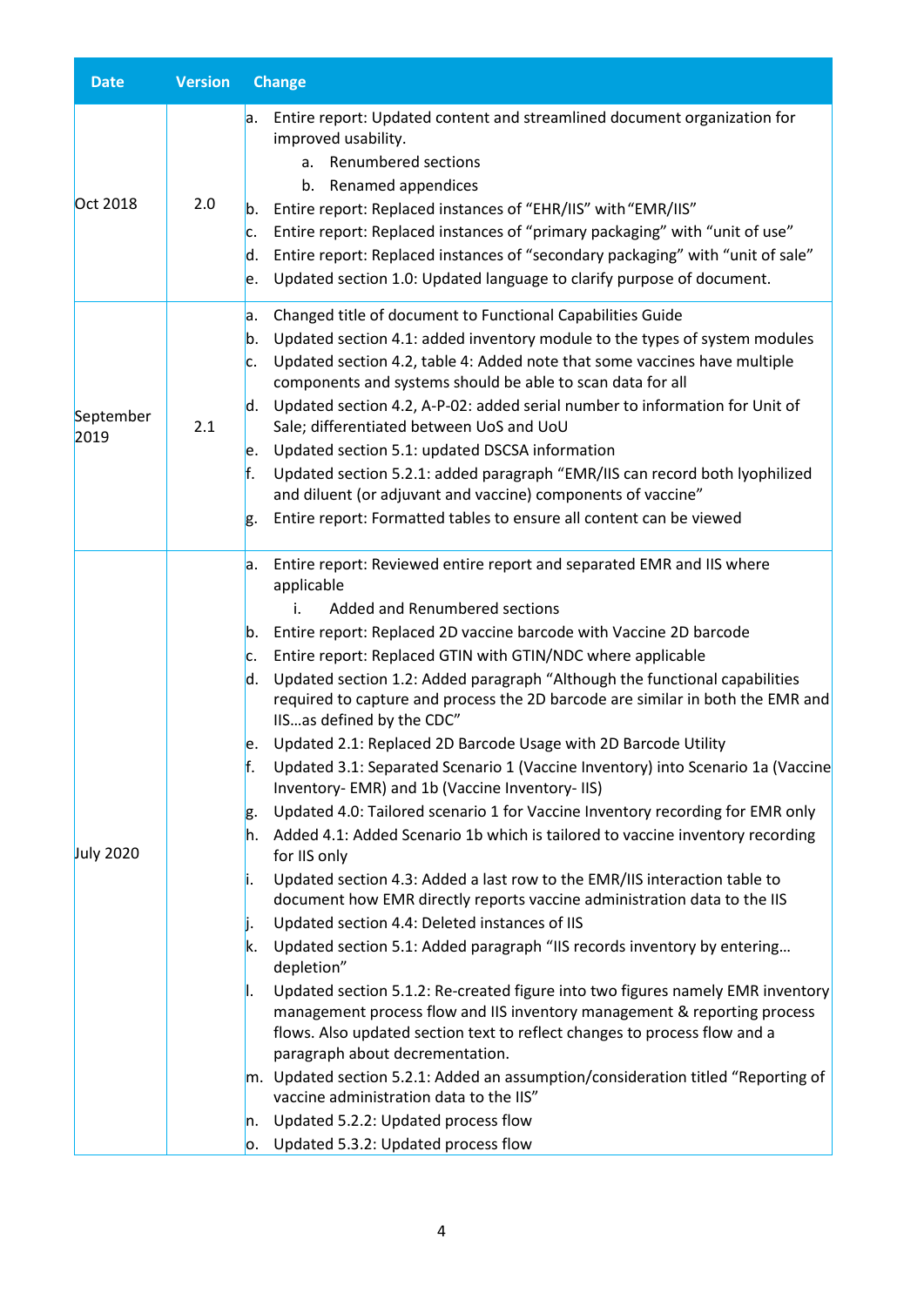| Date | Version | Change |
| --- | --- | --- |
| Oct 2018 | 2.0 | a. Entire report: Updated content and streamlined document organization for improved usability.<br>    a. Renumbered sections<br>    b. Renamed appendices<br>b. Entire report: Replaced instances of "EHR/IIS" with "EMR/IIS"<br>c. Entire report: Replaced instances of "primary packaging" with "unit of use"<br>d. Entire report: Replaced instances of "secondary packaging" with "unit of sale"<br>e. Updated section 1.0: Updated language to clarify purpose of document. |
| September 2019 | 2.1 | a. Changed title of document to Functional Capabilities Guide<br>b. Updated section 4.1: added inventory module to the types of system modules<br>c. Updated section 4.2, table 4: Added note that some vaccines have multiple components and systems should be able to scan data for all<br>d. Updated section 4.2, A-P-02: added serial number to information for Unit of Sale; differentiated between UoS and UoU<br>e. Updated section 5.1: updated DSCSA information<br>f. Updated section 5.2.1: added paragraph "EMR/IIS can record both lyophilized and diluent (or adjuvant and vaccine) components of vaccine"<br>g. Entire report: Formatted tables to ensure all content can be viewed |
| July 2020 | | a. Entire report: Reviewed entire report and separated EMR and IIS where applicable<br>    i. Added and Renumbered sections<br>b. Entire report: Replaced 2D vaccine barcode with Vaccine 2D barcode<br>c. Entire report: Replaced GTIN with GTIN/NDC where applicable<br>d. Updated section 1.2: Added paragraph "Although the functional capabilities required to capture and process the 2D barcode are similar in both the EMR and IIS…as defined by the CDC"<br>e. Updated 2.1: Replaced 2D Barcode Usage with 2D Barcode Utility<br>f. Updated 3.1: Separated Scenario 1 (Vaccine Inventory) into Scenario 1a (Vaccine Inventory- EMR) and 1b (Vaccine Inventory- IIS)<br>g. Updated 4.0: Tailored scenario 1 for Vaccine Inventory recording for EMR only<br>h. Added 4.1: Added Scenario 1b which is tailored to vaccine inventory recording for IIS only<br>i. Updated section 4.3: Added a last row to the EMR/IIS interaction table to document how EMR directly reports vaccine administration data to the IIS<br>j. Updated section 4.4: Deleted instances of IIS<br>k. Updated section 5.1: Added paragraph "IIS records inventory by entering… depletion"<br>l. Updated section 5.1.2: Re-created figure into two figures namely EMR inventory management process flow and IIS inventory management & reporting process flows. Also updated section text to reflect changes to process flow and a paragraph about decrementation.<br>m. Updated section 5.2.1: Added an assumption/consideration titled "Reporting of vaccine administration data to the IIS"<br>n. Updated 5.2.2: Updated process flow<br>o. Updated 5.3.2: Updated process flow |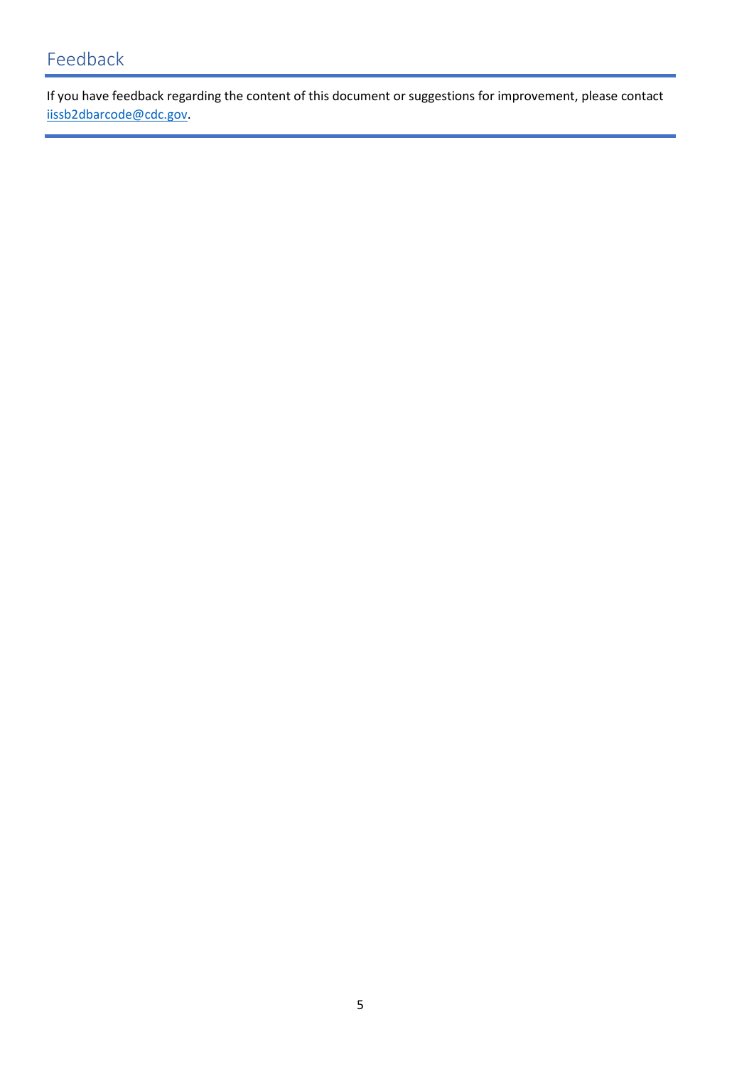## Feedback

If you have feedback regarding the content of this document or suggestions for improvement, please contact iissb2dbarcode@cdc.gov.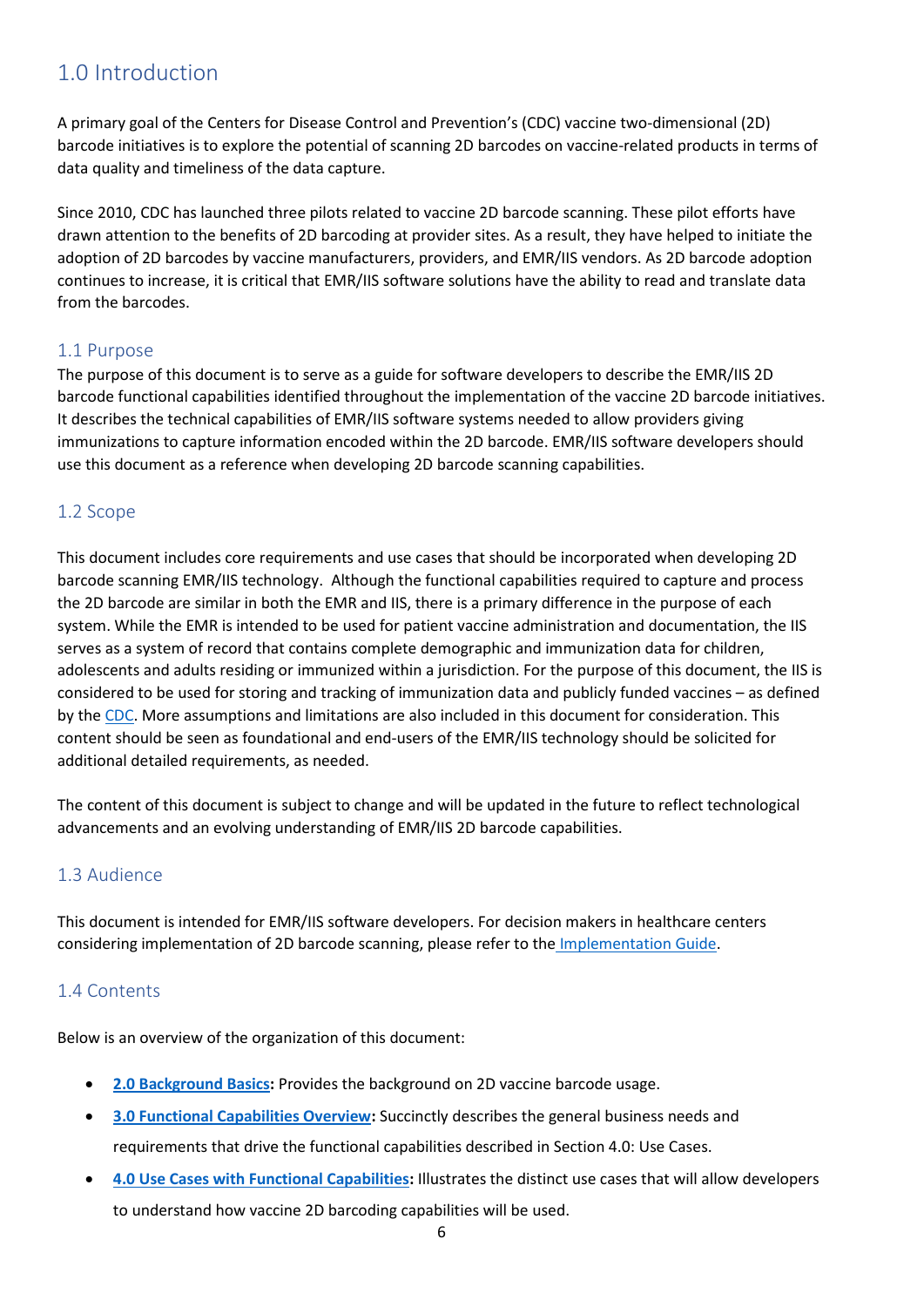# 1.0 Introduction

A primary goal of the Centers for Disease Control and Prevention's (CDC) vaccine two-dimensional (2D) barcode initiatives is to explore the potential of scanning 2D barcodes on vaccine-related products in terms of data quality and timeliness of the data capture.

Since 2010, CDC has launched three pilots related to vaccine 2D barcode scanning. These pilot efforts have drawn attention to the benefits of 2D barcoding at provider sites. As a result, they have helped to initiate the adoption of 2D barcodes by vaccine manufacturers, providers, and EMR/IIS vendors. As 2D barcode adoption continues to increase, it is critical that EMR/IIS software solutions have the ability to read and translate data from the barcodes.

## 1.1 Purpose

The purpose of this document is to serve as a guide for software developers to describe the EMR/IIS 2D barcode functional capabilities identified throughout the implementation of the vaccine 2D barcode initiatives. It describes the technical capabilities of EMR/IIS software systems needed to allow providers giving immunizations to capture information encoded within the 2D barcode. EMR/IIS software developers should use this document as a reference when developing 2D barcode scanning capabilities.

## 1.2 Scope

This document includes core requirements and use cases that should be incorporated when developing 2D barcode scanning EMR/IIS technology. Although the functional capabilities required to capture and process the 2D barcode are similar in both the EMR and IIS, there is a primary difference in the purpose of each system. While the EMR is intended to be used for patient vaccine administration and documentation, the IIS serves as a system of record that contains complete demographic and immunization data for children, adolescents and adults residing or immunized within a jurisdiction. For the purpose of this document, the IIS is considered to be used for storing and tracking of immunization data and publicly funded vaccines – as defined by the CDC. More assumptions and limitations are also included in this document for consideration. This content should be seen as foundational and end-users of the EMR/IIS technology should be solicited for additional detailed requirements, as needed.

The content of this document is subject to change and will be updated in the future to reflect technological advancements and an evolving understanding of EMR/IIS 2D barcode capabilities.

## 1.3 Audience

This document is intended for EMR/IIS software developers. For decision makers in healthcare centers considering implementation of 2D barcode scanning, please refer to the Implementation Guide.

## 1.4 Contents

Below is an overview of the organization of this document:

- **2.0 Background Basics:** Provides the background on 2D vaccine barcode usage.
- **3.0 Functional Capabilities Overview:** Succinctly describes the general business needs and requirements that drive the functional capabilities described in Section 4.0: Use Cases.
- **4.0 Use Cases with Functional Capabilities:** Illustrates the distinct use cases that will allow developers to understand how vaccine 2D barcoding capabilities will be used.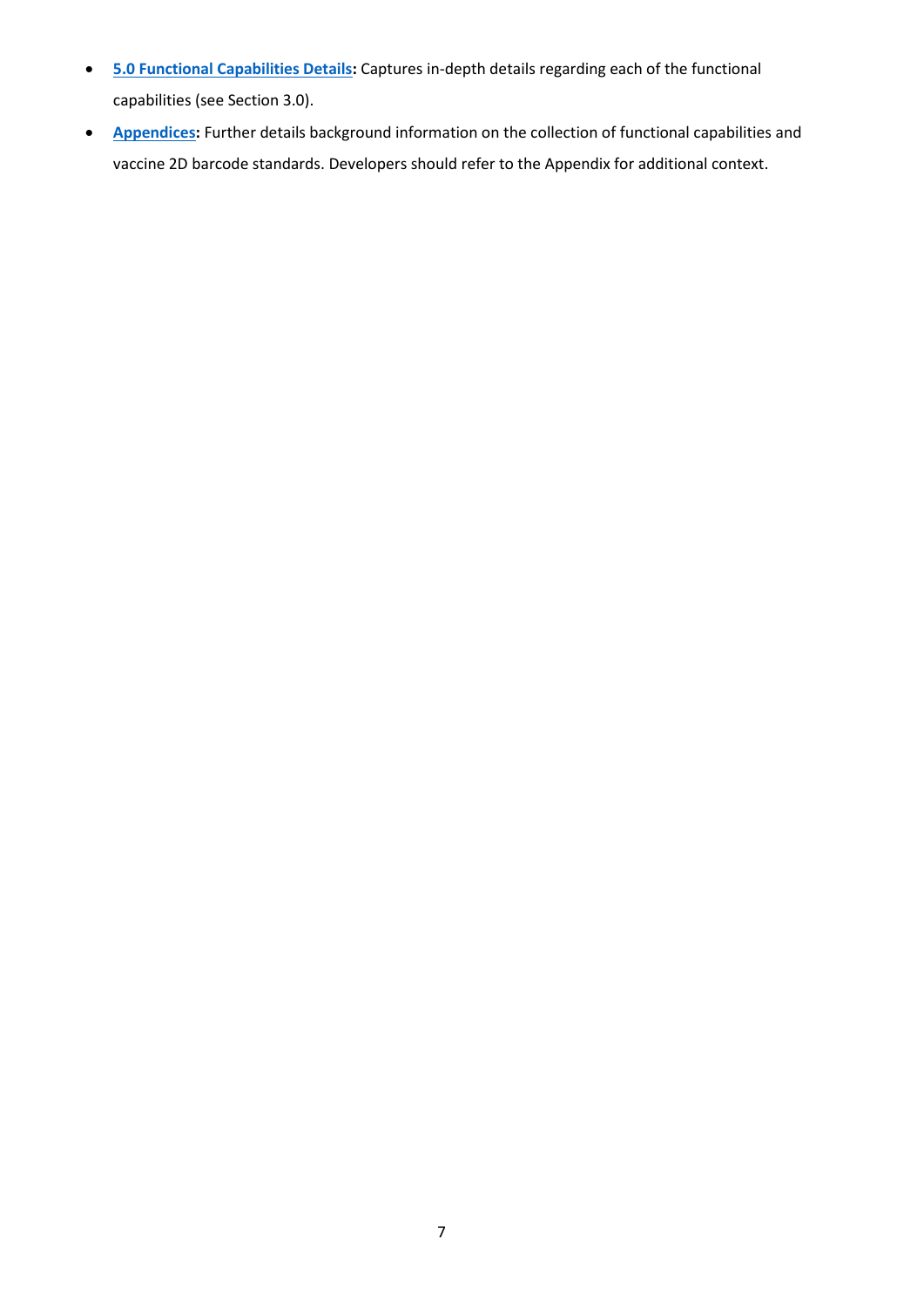- **5.0 Functional Capabilities Details:** Captures in-depth details regarding each of the functional capabilities (see Section 3.0).
- **Appendices:** Further details background information on the collection of functional capabilities and vaccine 2D barcode standards. Developers should refer to the Appendix for additional context.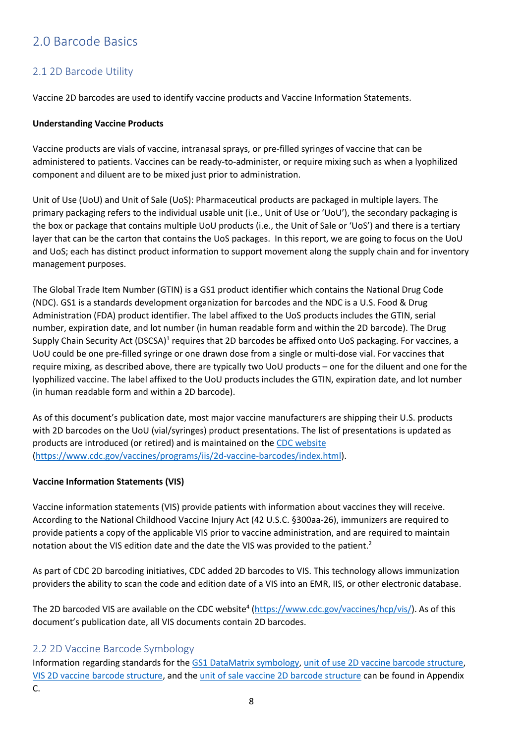# 2.0 Barcode Basics

## 2.1 2D Barcode Utility

Vaccine 2D barcodes are used to identify vaccine products and Vaccine Information Statements.

**Understanding Vaccine Products**

Vaccine products are vials of vaccine, intranasal sprays, or pre-filled syringes of vaccine that can be administered to patients. Vaccines can be ready-to-administer, or require mixing such as when a lyophilized component and diluent are to be mixed just prior to administration.

Unit of Use (UoU) and Unit of Sale (UoS): Pharmaceutical products are packaged in multiple layers. The primary packaging refers to the individual usable unit (i.e., Unit of Use or 'UoU'), the secondary packaging is the box or package that contains multiple UoU products (i.e., the Unit of Sale or 'UoS') and there is a tertiary layer that can be the carton that contains the UoS packages. In this report, we are going to focus on the UoU and UoS; each has distinct product information to support movement along the supply chain and for inventory management purposes.

The Global Trade Item Number (GTIN) is a GS1 product identifier which contains the National Drug Code (NDC). GS1 is a standards development organization for barcodes and the NDC is a U.S. Food & Drug Administration (FDA) product identifier. The label affixed to the UoS products includes the GTIN, serial number, expiration date, and lot number (in human readable form and within the 2D barcode). The Drug Supply Chain Security Act (DSCSA)[1] requires that 2D barcodes be affixed onto UoS packaging. For vaccines, a UoU could be one pre-filled syringe or one drawn dose from a single or multi-dose vial. For vaccines that require mixing, as described above, there are typically two UoU products – one for the diluent and one for the lyophilized vaccine. The label affixed to the UoU products includes the GTIN, expiration date, and lot number (in human readable form and within a 2D barcode).

As of this document's publication date, most major vaccine manufacturers are shipping their U.S. products with 2D barcodes on the UoU (vial/syringes) product presentations. The list of presentations is updated as products are introduced (or retired) and is maintained on the CDC website (https://www.cdc.gov/vaccines/programs/iis/2d-vaccine-barcodes/index.html).

**Vaccine Information Statements (VIS)**

Vaccine information statements (VIS) provide patients with information about vaccines they will receive. According to the National Childhood Vaccine Injury Act (42 U.S.C. §300aa-26), immunizers are required to provide patients a copy of the applicable VIS prior to vaccine administration, and are required to maintain notation about the VIS edition date and the date the VIS was provided to the patient.[2]

As part of CDC 2D barcoding initiatives, CDC added 2D barcodes to VIS. This technology allows immunization providers the ability to scan the code and edition date of a VIS into an EMR, IIS, or other electronic database.

The 2D barcoded VIS are available on the CDC website[4] (https://www.cdc.gov/vaccines/hcp/vis/). As of this document's publication date, all VIS documents contain 2D barcodes.

## 2.2 2D Vaccine Barcode Symbology

Information regarding standards for the GS1 DataMatrix symbology, unit of use 2D vaccine barcode structure, VIS 2D vaccine barcode structure, and the unit of sale vaccine 2D barcode structure can be found in Appendix C.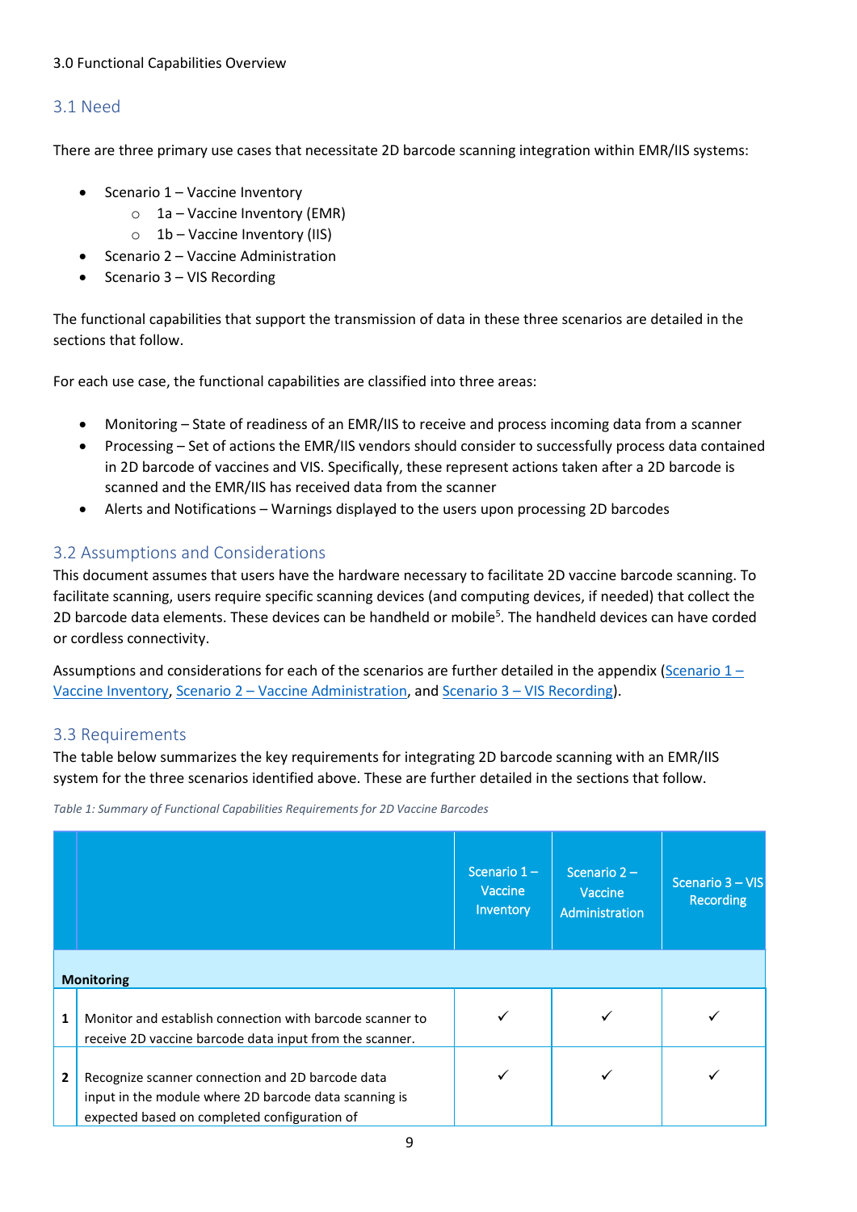3.0 Functional Capabilities Overview

## 3.1 Need

There are three primary use cases that necessitate 2D barcode scanning integration within EMR/IIS systems:

- Scenario 1 – Vaccine Inventory
  - 1a – Vaccine Inventory (EMR)
  - 1b – Vaccine Inventory (IIS)
- Scenario 2 – Vaccine Administration
- Scenario 3 – VIS Recording

The functional capabilities that support the transmission of data in these three scenarios are detailed in the sections that follow.

For each use case, the functional capabilities are classified into three areas:

- Monitoring – State of readiness of an EMR/IIS to receive and process incoming data from a scanner
- Processing – Set of actions the EMR/IIS vendors should consider to successfully process data contained in 2D barcode of vaccines and VIS. Specifically, these represent actions taken after a 2D barcode is scanned and the EMR/IIS has received data from the scanner
- Alerts and Notifications – Warnings displayed to the users upon processing 2D barcodes

## 3.2 Assumptions and Considerations

This document assumes that users have the hardware necessary to facilitate 2D vaccine barcode scanning. To facilitate scanning, users require specific scanning devices (and computing devices, if needed) that collect the 2D barcode data elements. These devices can be handheld or mobile[5]. The handheld devices can have corded or cordless connectivity.

Assumptions and considerations for each of the scenarios are further detailed in the appendix (Scenario 1 – Vaccine Inventory, Scenario 2 – Vaccine Administration, and Scenario 3 – VIS Recording).

## 3.3 Requirements

The table below summarizes the key requirements for integrating 2D barcode scanning with an EMR/IIS system for the three scenarios identified above. These are further detailed in the sections that follow.

*Table 1: Summary of Functional Capabilities Requirements for 2D Vaccine Barcodes*

| | | Scenario 1 – Vaccine Inventory | Scenario 2 – Vaccine Administration | Scenario 3 – VIS Recording |
|---|---|---|---|---|
| **Monitoring** | | | | |
| 1 | Monitor and establish connection with barcode scanner to receive 2D vaccine barcode data input from the scanner. | ✓ | ✓ | ✓ |
| 2 | Recognize scanner connection and 2D barcode data input in the module where 2D barcode data scanning is expected based on completed configuration of | ✓ | ✓ | ✓ |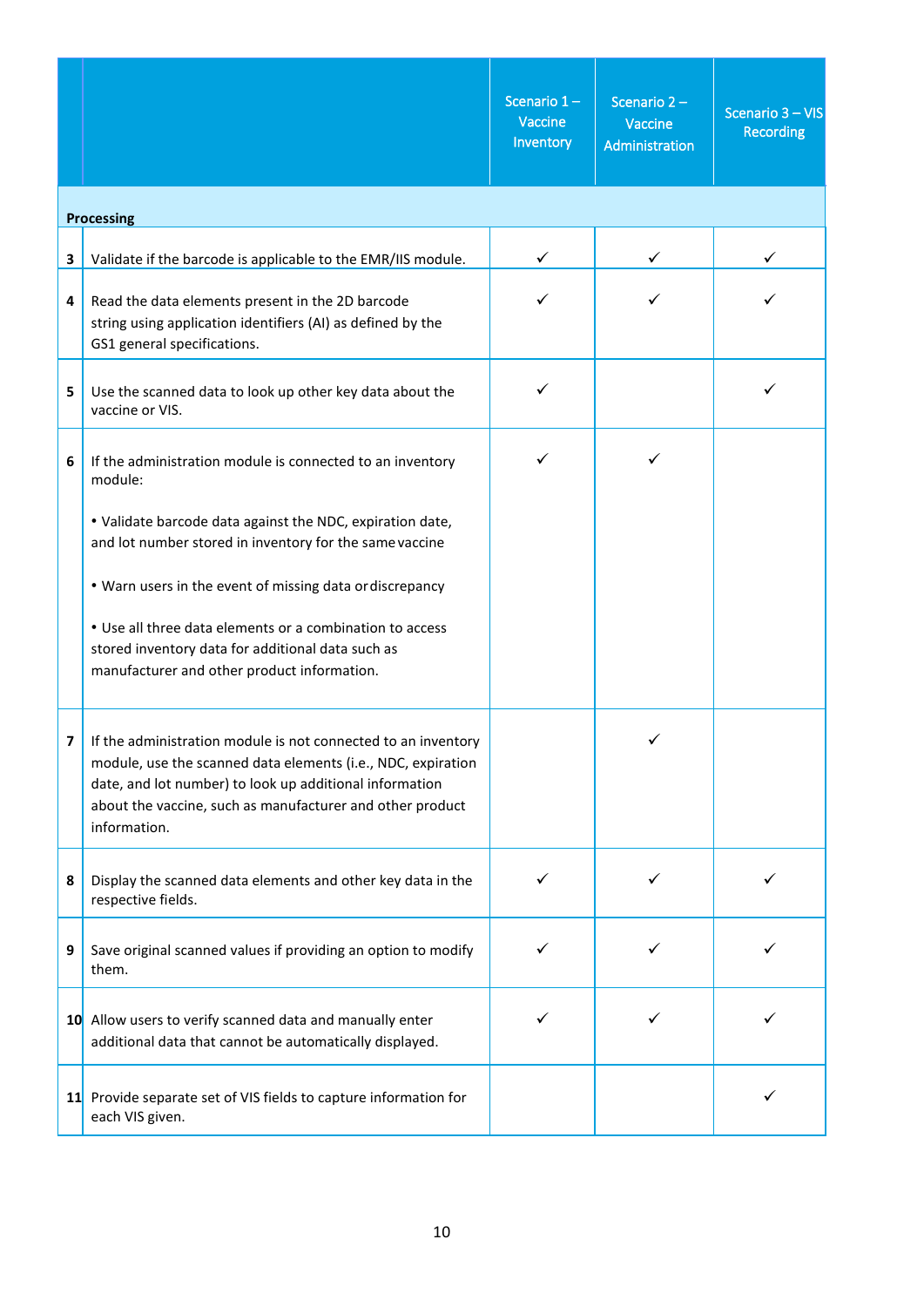| | | Scenario 1 – Vaccine Inventory | Scenario 2 – Vaccine Administration | Scenario 3 – VIS Recording |
|---|---|---|---|---|
| **Processing** | | | | |
| **3** | Validate if the barcode is applicable to the EMR/IIS module. | ✓ | ✓ | ✓ |
| **4** | Read the data elements present in the 2D barcode string using application identifiers (AI) as defined by the GS1 general specifications. | ✓ | ✓ | ✓ |
| **5** | Use the scanned data to look up other key data about the vaccine or VIS. | ✓ | | ✓ |
| **6** | If the administration module is connected to an inventory module:<br><br>• Validate barcode data against the NDC, expiration date, and lot number stored in inventory for the same vaccine<br><br>• Warn users in the event of missing data or discrepancy<br><br>• Use all three data elements or a combination to access stored inventory data for additional data such as manufacturer and other product information. | ✓ | ✓ | |
| **7** | If the administration module is not connected to an inventory module, use the scanned data elements (i.e., NDC, expiration date, and lot number) to look up additional information about the vaccine, such as manufacturer and other product information. | | ✓ | |
| **8** | Display the scanned data elements and other key data in the respective fields. | ✓ | ✓ | ✓ |
| **9** | Save original scanned values if providing an option to modify them. | ✓ | ✓ | ✓ |
| **10** | Allow users to verify scanned data and manually enter additional data that cannot be automatically displayed. | ✓ | ✓ | ✓ |
| **11** | Provide separate set of VIS fields to capture information for each VIS given. | | | ✓ |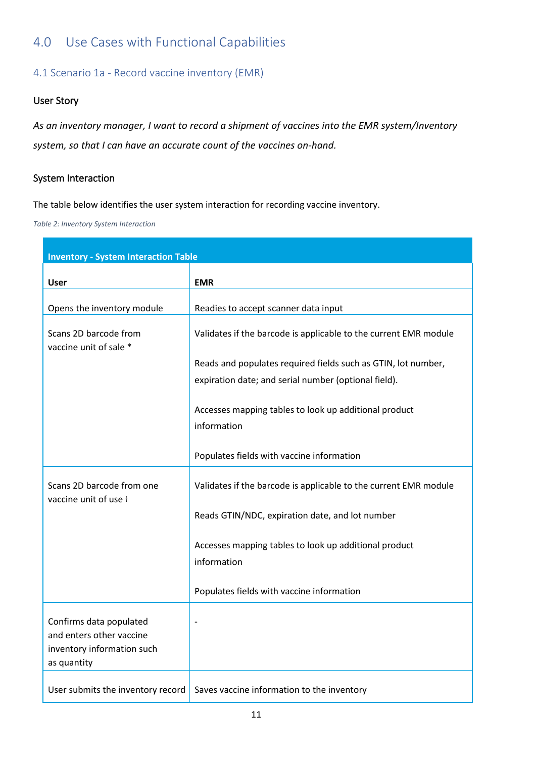## 4.0 Use Cases with Functional Capabilities

### 4.1 Scenario 1a - Record vaccine inventory (EMR)

#### User Story

*As an inventory manager, I want to record a shipment of vaccines into the EMR system/Inventory system, so that I can have an accurate count of the vaccines on-hand.*

#### System Interaction

The table below identifies the user system interaction for recording vaccine inventory.

*Table 2: Inventory System Interaction*

| **Inventory - System Interaction Table** | |
|---|---|
| **User** | **EMR** |
| Opens the inventory module | Readies to accept scanner data input |
| Scans 2D barcode from vaccine unit of sale * | Validates if the barcode is applicable to the current EMR module<br><br>Reads and populates required fields such as GTIN, lot number, expiration date; and serial number (optional field).<br><br>Accesses mapping tables to look up additional product information<br><br>Populates fields with vaccine information |
| Scans 2D barcode from one vaccine unit of use † | Validates if the barcode is applicable to the current EMR module<br><br>Reads GTIN/NDC, expiration date, and lot number<br><br>Accesses mapping tables to look up additional product information<br><br>Populates fields with vaccine information |
| Confirms data populated and enters other vaccine inventory information such as quantity | - |
| User submits the inventory record | Saves vaccine information to the inventory |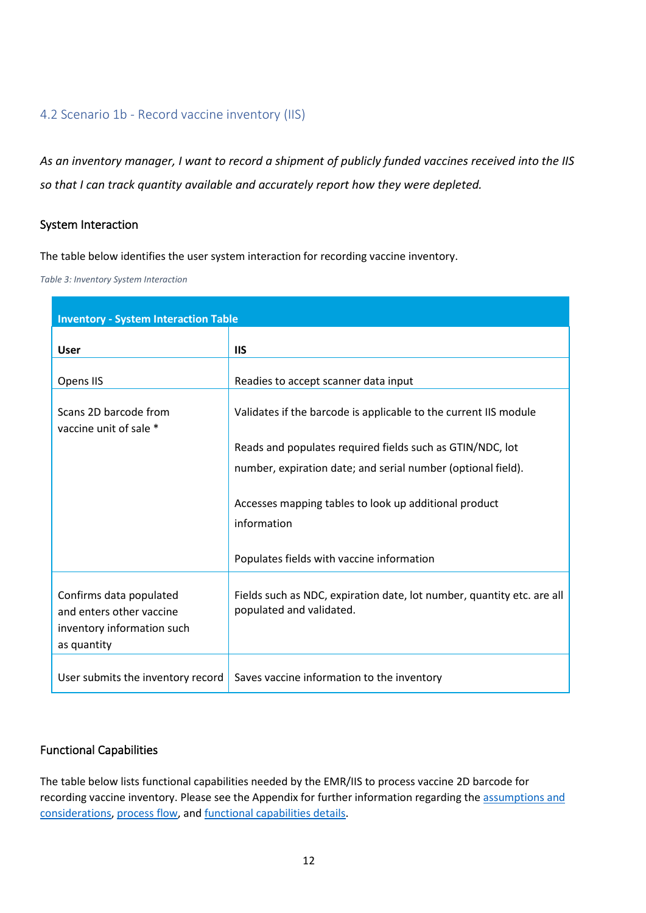## 4.2 Scenario 1b - Record vaccine inventory (IIS)

*As an inventory manager, I want to record a shipment of publicly funded vaccines received into the IIS so that I can track quantity available and accurately report how they were depleted.*

### System Interaction

The table below identifies the user system interaction for recording vaccine inventory.

*Table 3: Inventory System Interaction*

| Inventory - System Interaction Table | |
|---|---|
| **User** | **IIS** |
| Opens IIS | Readies to accept scanner data input |
| Scans 2D barcode from vaccine unit of sale * | Validates if the barcode is applicable to the current IIS module<br><br>Reads and populates required fields such as GTIN/NDC, lot number, expiration date; and serial number (optional field).<br><br>Accesses mapping tables to look up additional product information<br><br>Populates fields with vaccine information |
| Confirms data populated and enters other vaccine inventory information such as quantity | Fields such as NDC, expiration date, lot number, quantity etc. are all populated and validated. |
| User submits the inventory record | Saves vaccine information to the inventory |

### Functional Capabilities

The table below lists functional capabilities needed by the EMR/IIS to process vaccine 2D barcode for recording vaccine inventory. Please see the Appendix for further information regarding the assumptions and considerations, process flow, and functional capabilities details.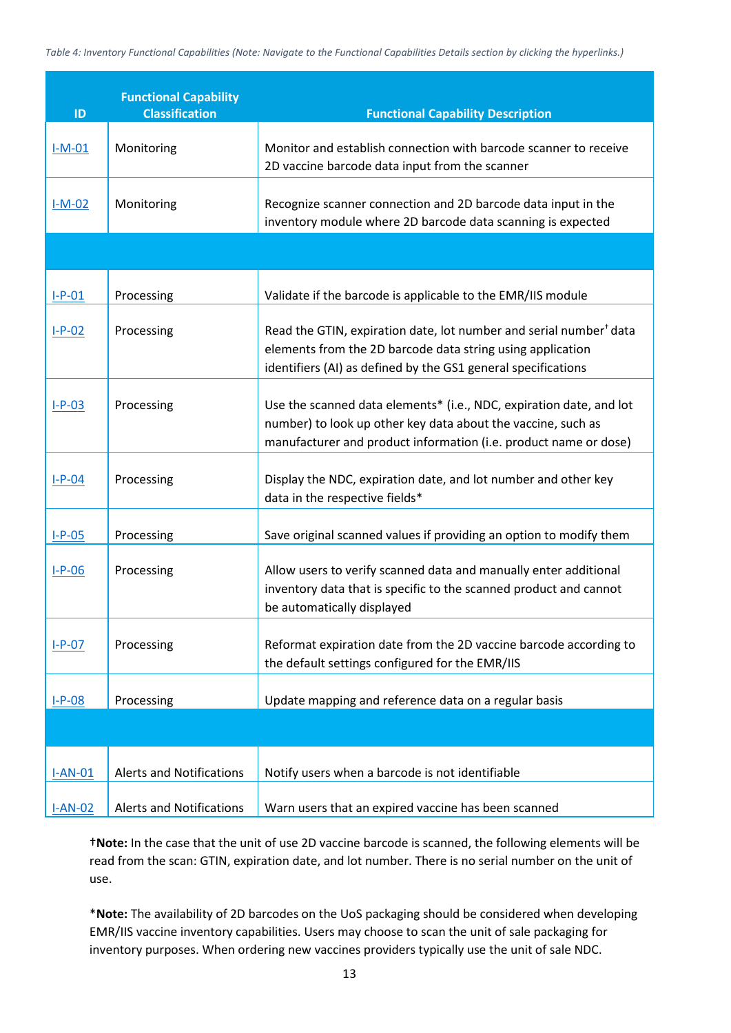*Table 4: Inventory Functional Capabilities (Note: Navigate to the Functional Capabilities Details section by clicking the hyperlinks.)*

| ID | Functional Capability Classification | Functional Capability Description |
|---|---|---|
| I-M-01 | Monitoring | Monitor and establish connection with barcode scanner to receive 2D vaccine barcode data input from the scanner |
| I-M-02 | Monitoring | Recognize scanner connection and 2D barcode data input in the inventory module where 2D barcode data scanning is expected |
| | | |
| I-P-01 | Processing | Validate if the barcode is applicable to the EMR/IIS module |
| I-P-02 | Processing | Read the GTIN, expiration date, lot number and serial number† data elements from the 2D barcode data string using application identifiers (AI) as defined by the GS1 general specifications |
| I-P-03 | Processing | Use the scanned data elements* (i.e., NDC, expiration date, and lot number) to look up other key data about the vaccine, such as manufacturer and product information (i.e. product name or dose) |
| I-P-04 | Processing | Display the NDC, expiration date, and lot number and other key data in the respective fields* |
| I-P-05 | Processing | Save original scanned values if providing an option to modify them |
| I-P-06 | Processing | Allow users to verify scanned data and manually enter additional inventory data that is specific to the scanned product and cannot be automatically displayed |
| I-P-07 | Processing | Reformat expiration date from the 2D vaccine barcode according to the default settings configured for the EMR/IIS |
| I-P-08 | Processing | Update mapping and reference data on a regular basis |
| | | |
| I-AN-01 | Alerts and Notifications | Notify users when a barcode is not identifiable |
| I-AN-02 | Alerts and Notifications | Warn users that an expired vaccine has been scanned |

†**Note:** In the case that the unit of use 2D vaccine barcode is scanned, the following elements will be read from the scan: GTIN, expiration date, and lot number. There is no serial number on the unit of use.

***Note:** The availability of 2D barcodes on the UoS packaging should be considered when developing EMR/IIS vaccine inventory capabilities. Users may choose to scan the unit of sale packaging for inventory purposes. When ordering new vaccines providers typically use the unit of sale NDC.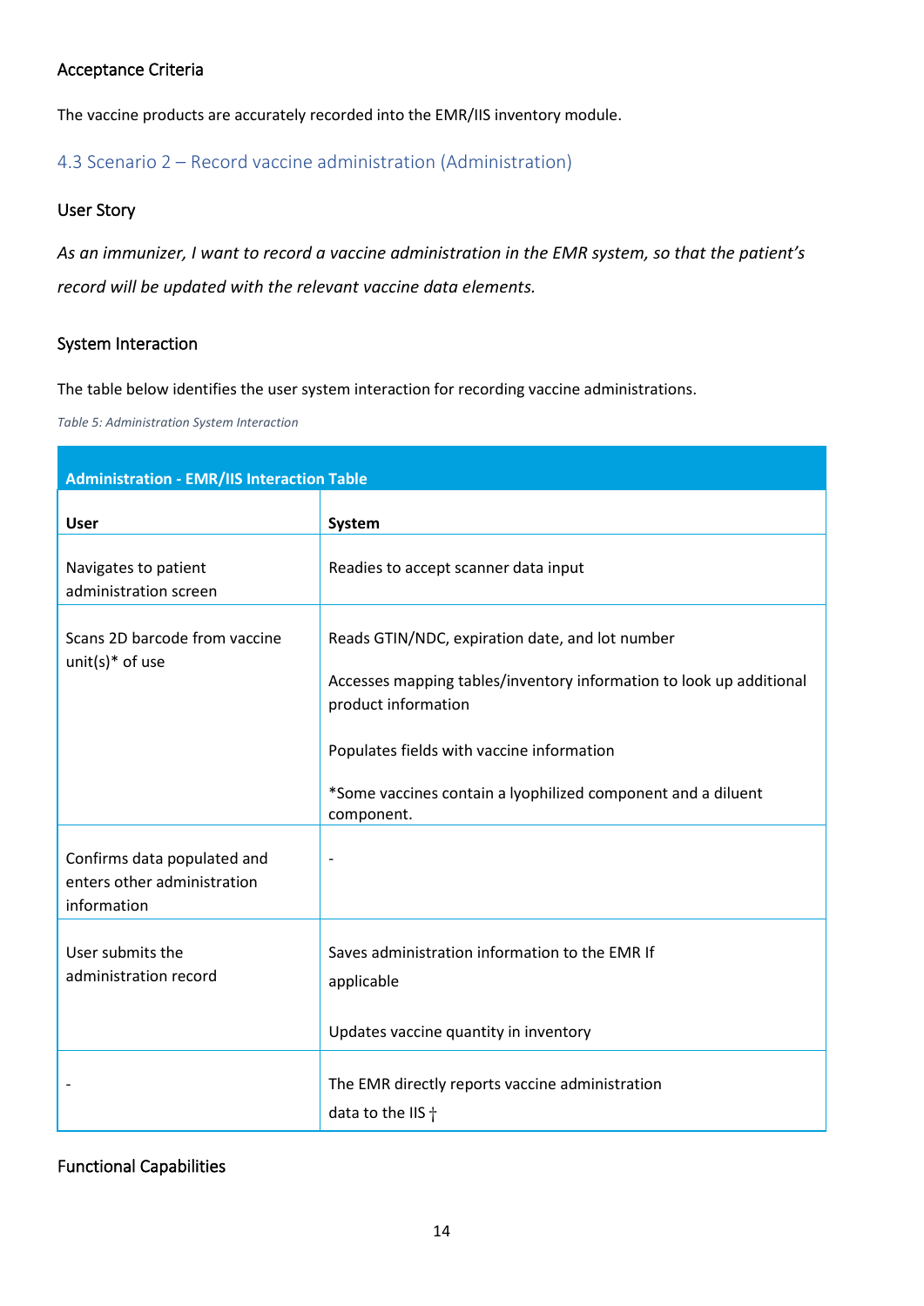### Acceptance Criteria

The vaccine products are accurately recorded into the EMR/IIS inventory module.

## 4.3 Scenario 2 – Record vaccine administration (Administration)

### User Story

*As an immunizer, I want to record a vaccine administration in the EMR system, so that the patient's record will be updated with the relevant vaccine data elements.*

### System Interaction

The table below identifies the user system interaction for recording vaccine administrations.

*Table 5: Administration System Interaction*

| **Administration - EMR/IIS Interaction Table** | |
|---|---|
| **User** | **System** |
| Navigates to patient administration screen | Readies to accept scanner data input |
| Scans 2D barcode from vaccine unit(s)* of use | Reads GTIN/NDC, expiration date, and lot number<br><br>Accesses mapping tables/inventory information to look up additional product information<br><br>Populates fields with vaccine information<br><br>*Some vaccines contain a lyophilized component and a diluent component. |
| Confirms data populated and enters other administration information | - |
| User submits the administration record | Saves administration information to the EMR If applicable<br><br>Updates vaccine quantity in inventory |
| - | The EMR directly reports vaccine administration data to the IIS † |

### Functional Capabilities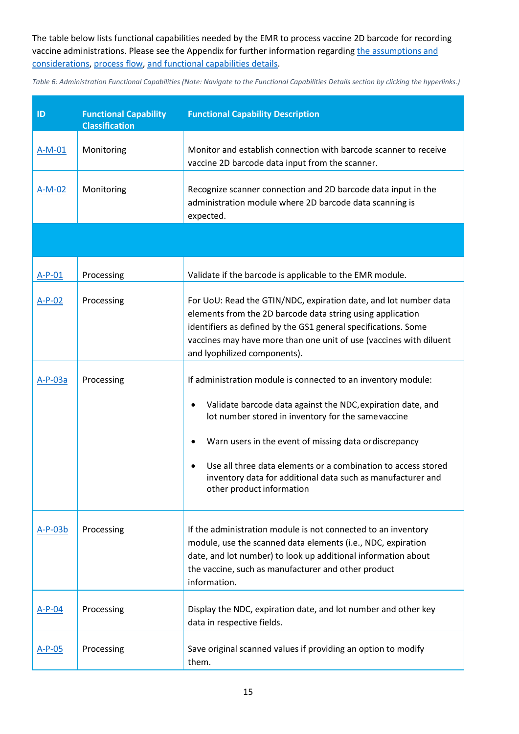The table below lists functional capabilities needed by the EMR to process vaccine 2D barcode for recording vaccine administrations. Please see the Appendix for further information regarding the assumptions and considerations, process flow, and functional capabilities details.

*Table 6: Administration Functional Capabilities (Note: Navigate to the Functional Capabilities Details section by clicking the hyperlinks.)*

| ID | Functional Capability Classification | Functional Capability Description |
|---|---|---|
| A-M-01 | Monitoring | Monitor and establish connection with barcode scanner to receive vaccine 2D barcode data input from the scanner. |
| A-M-02 | Monitoring | Recognize scanner connection and 2D barcode data input in the administration module where 2D barcode data scanning is expected. |
| | | |
| A-P-01 | Processing | Validate if the barcode is applicable to the EMR module. |
| A-P-02 | Processing | For UoU: Read the GTIN/NDC, expiration date, and lot number data elements from the 2D barcode data string using application identifiers as defined by the GS1 general specifications. Some vaccines may have more than one unit of use (vaccines with diluent and lyophilized components). |
| A-P-03a | Processing | If administration module is connected to an inventory module:<br>• Validate barcode data against the NDC, expiration date, and lot number stored in inventory for the same vaccine<br>• Warn users in the event of missing data or discrepancy<br>• Use all three data elements or a combination to access stored inventory data for additional data such as manufacturer and other product information |
| A-P-03b | Processing | If the administration module is not connected to an inventory module, use the scanned data elements (i.e., NDC, expiration date, and lot number) to look up additional information about the vaccine, such as manufacturer and other product information. |
| A-P-04 | Processing | Display the NDC, expiration date, and lot number and other key data in respective fields. |
| A-P-05 | Processing | Save original scanned values if providing an option to modify them. |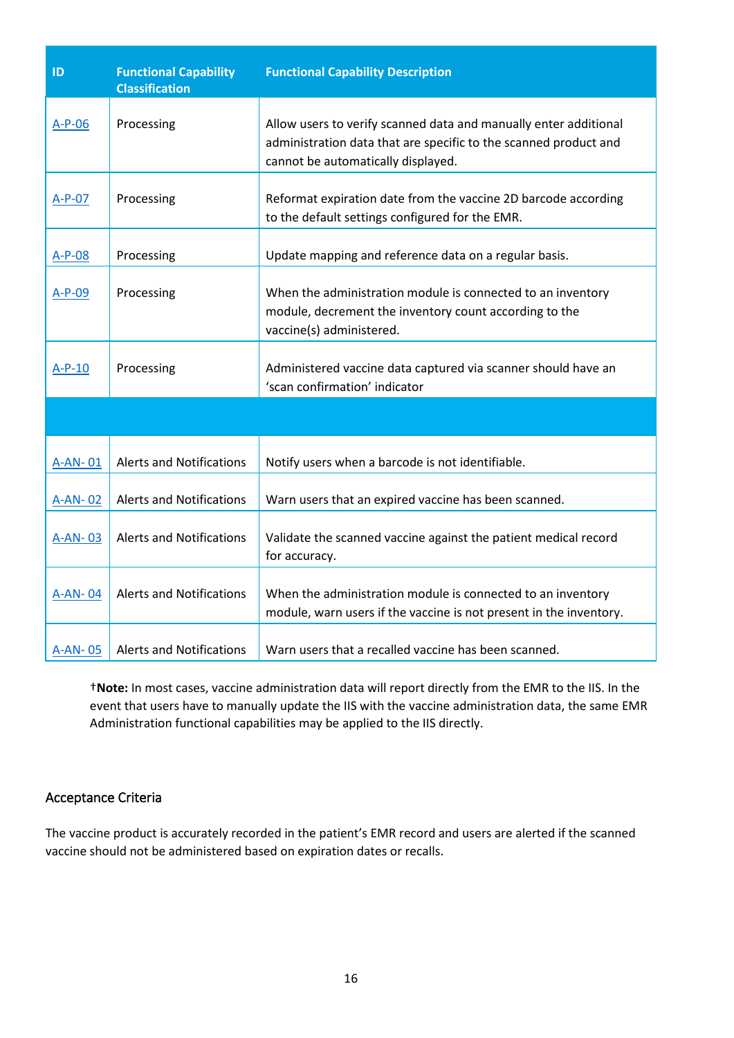| ID | Functional Capability Classification | Functional Capability Description |
|---|---|---|
| A-P-06 | Processing | Allow users to verify scanned data and manually enter additional administration data that are specific to the scanned product and cannot be automatically displayed. |
| A-P-07 | Processing | Reformat expiration date from the vaccine 2D barcode according to the default settings configured for the EMR. |
| A-P-08 | Processing | Update mapping and reference data on a regular basis. |
| A-P-09 | Processing | When the administration module is connected to an inventory module, decrement the inventory count according to the vaccine(s) administered. |
| A-P-10 | Processing | Administered vaccine data captured via scanner should have an 'scan confirmation' indicator |
| | | |
| A-AN- 01 | Alerts and Notifications | Notify users when a barcode is not identifiable. |
| A-AN- 02 | Alerts and Notifications | Warn users that an expired vaccine has been scanned. |
| A-AN- 03 | Alerts and Notifications | Validate the scanned vaccine against the patient medical record for accuracy. |
| A-AN- 04 | Alerts and Notifications | When the administration module is connected to an inventory module, warn users if the vaccine is not present in the inventory. |
| A-AN- 05 | Alerts and Notifications | Warn users that a recalled vaccine has been scanned. |

†**Note:** In most cases, vaccine administration data will report directly from the EMR to the IIS. In the event that users have to manually update the IIS with the vaccine administration data, the same EMR Administration functional capabilities may be applied to the IIS directly.

### Acceptance Criteria

The vaccine product is accurately recorded in the patient's EMR record and users are alerted if the scanned vaccine should not be administered based on expiration dates or recalls.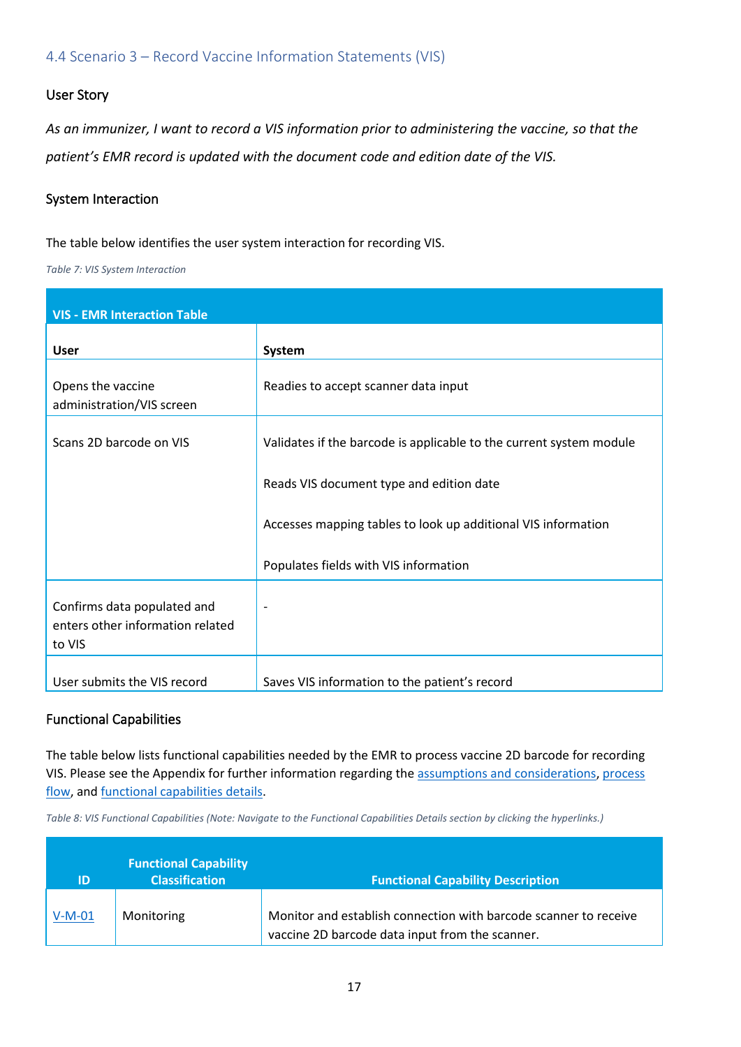## 4.4 Scenario 3 – Record Vaccine Information Statements (VIS)

### User Story

*As an immunizer, I want to record a VIS information prior to administering the vaccine, so that the patient's EMR record is updated with the document code and edition date of the VIS.*

### System Interaction

The table below identifies the user system interaction for recording VIS.

*Table 7: VIS System Interaction*

| **VIS - EMR Interaction Table** | |
|---|---|
| **User** | **System** |
| Opens the vaccine administration/VIS screen | Readies to accept scanner data input |
| Scans 2D barcode on VIS | Validates if the barcode is applicable to the current system module<br><br>Reads VIS document type and edition date<br><br>Accesses mapping tables to look up additional VIS information<br><br>Populates fields with VIS information |
| Confirms data populated and enters other information related to VIS | - |
| User submits the VIS record | Saves VIS information to the patient's record |

### Functional Capabilities

The table below lists functional capabilities needed by the EMR to process vaccine 2D barcode for recording VIS. Please see the Appendix for further information regarding the assumptions and considerations, process flow, and functional capabilities details.

*Table 8: VIS Functional Capabilities (Note: Navigate to the Functional Capabilities Details section by clicking the hyperlinks.)*

| ID | Functional Capability Classification | Functional Capability Description |
|---|---|---|
| V-M-01 | Monitoring | Monitor and establish connection with barcode scanner to receive vaccine 2D barcode data input from the scanner. |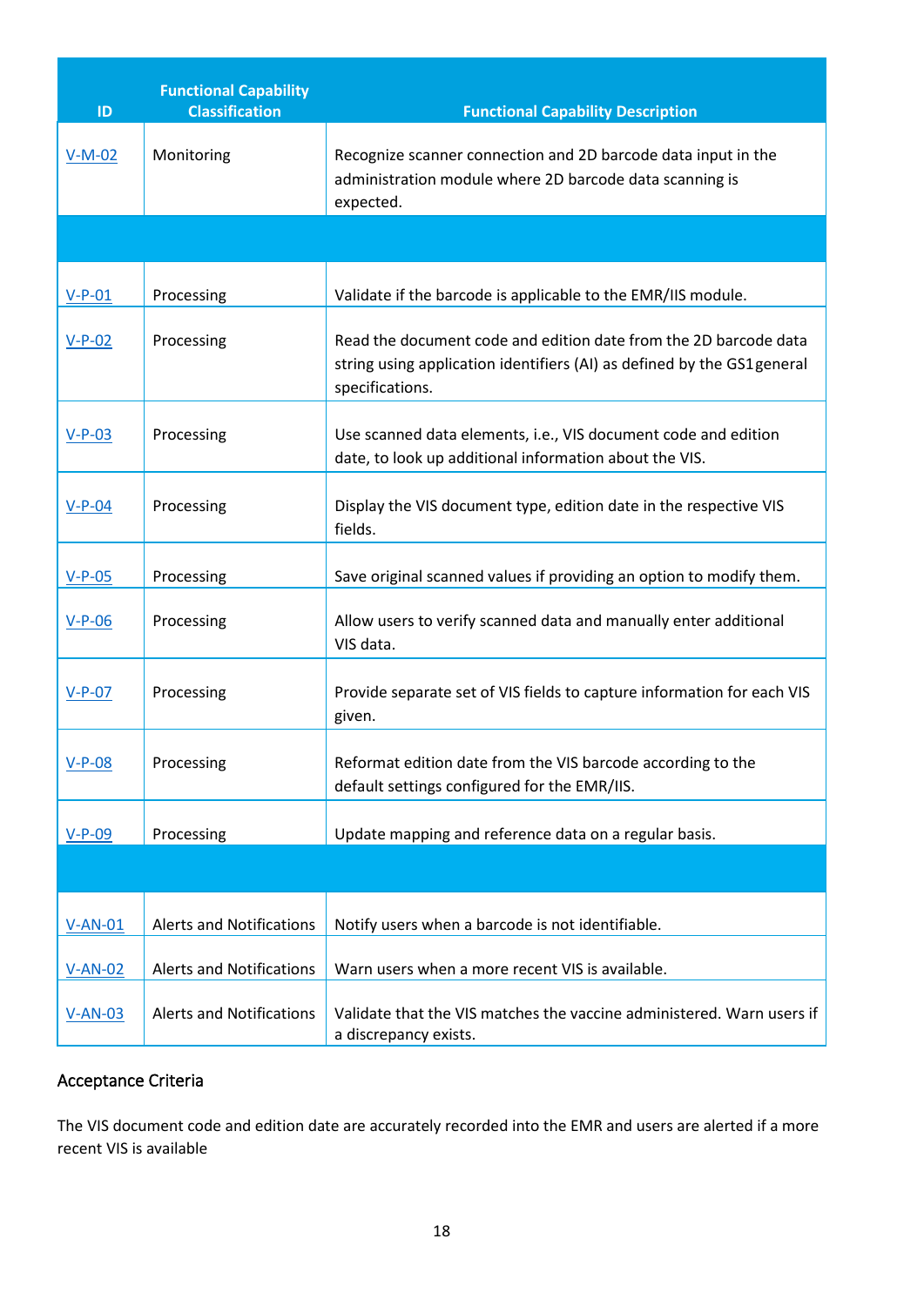| ID | Functional Capability Classification | Functional Capability Description |
|---|---|---|
| V-M-02 | Monitoring | Recognize scanner connection and 2D barcode data input in the administration module where 2D barcode data scanning is expected. |
| | | |
| V-P-01 | Processing | Validate if the barcode is applicable to the EMR/IIS module. |
| V-P-02 | Processing | Read the document code and edition date from the 2D barcode data string using application identifiers (AI) as defined by the GS1general specifications. |
| V-P-03 | Processing | Use scanned data elements, i.e., VIS document code and edition date, to look up additional information about the VIS. |
| V-P-04 | Processing | Display the VIS document type, edition date in the respective VIS fields. |
| V-P-05 | Processing | Save original scanned values if providing an option to modify them. |
| V-P-06 | Processing | Allow users to verify scanned data and manually enter additional VIS data. |
| V-P-07 | Processing | Provide separate set of VIS fields to capture information for each VIS given. |
| V-P-08 | Processing | Reformat edition date from the VIS barcode according to the default settings configured for the EMR/IIS. |
| V-P-09 | Processing | Update mapping and reference data on a regular basis. |
| | | |
| V-AN-01 | Alerts and Notifications | Notify users when a barcode is not identifiable. |
| V-AN-02 | Alerts and Notifications | Warn users when a more recent VIS is available. |
| V-AN-03 | Alerts and Notifications | Validate that the VIS matches the vaccine administered. Warn users if a discrepancy exists. |

### Acceptance Criteria

The VIS document code and edition date are accurately recorded into the EMR and users are alerted if a more recent VIS is available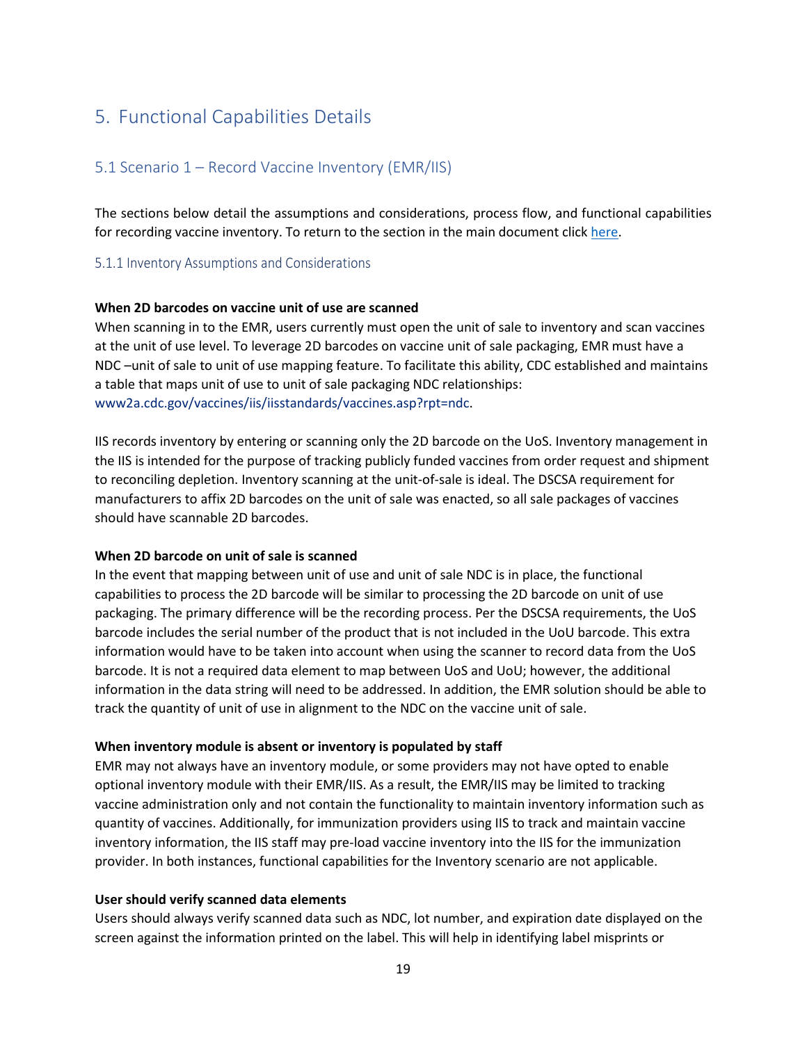# 5. Functional Capabilities Details

## 5.1 Scenario 1 – Record Vaccine Inventory (EMR/IIS)

The sections below detail the assumptions and considerations, process flow, and functional capabilities for recording vaccine inventory. To return to the section in the main document click here.

### 5.1.1 Inventory Assumptions and Considerations

**When 2D barcodes on vaccine unit of use are scanned**

When scanning in to the EMR, users currently must open the unit of sale to inventory and scan vaccines at the unit of use level. To leverage 2D barcodes on vaccine unit of sale packaging, EMR must have a NDC –unit of sale to unit of use mapping feature. To facilitate this ability, CDC established and maintains a table that maps unit of use to unit of sale packaging NDC relationships: www2a.cdc.gov/vaccines/iis/iisstandards/vaccines.asp?rpt=ndc.

IIS records inventory by entering or scanning only the 2D barcode on the UoS. Inventory management in the IIS is intended for the purpose of tracking publicly funded vaccines from order request and shipment to reconciling depletion. Inventory scanning at the unit-of-sale is ideal. The DSCSA requirement for manufacturers to affix 2D barcodes on the unit of sale was enacted, so all sale packages of vaccines should have scannable 2D barcodes.

**When 2D barcode on unit of sale is scanned**

In the event that mapping between unit of use and unit of sale NDC is in place, the functional capabilities to process the 2D barcode will be similar to processing the 2D barcode on unit of use packaging. The primary difference will be the recording process. Per the DSCSA requirements, the UoS barcode includes the serial number of the product that is not included in the UoU barcode. This extra information would have to be taken into account when using the scanner to record data from the UoS barcode. It is not a required data element to map between UoS and UoU; however, the additional information in the data string will need to be addressed. In addition, the EMR solution should be able to track the quantity of unit of use in alignment to the NDC on the vaccine unit of sale.

**When inventory module is absent or inventory is populated by staff**

EMR may not always have an inventory module, or some providers may not have opted to enable optional inventory module with their EMR/IIS. As a result, the EMR/IIS may be limited to tracking vaccine administration only and not contain the functionality to maintain inventory information such as quantity of vaccines. Additionally, for immunization providers using IIS to track and maintain vaccine inventory information, the IIS staff may pre-load vaccine inventory into the IIS for the immunization provider. In both instances, functional capabilities for the Inventory scenario are not applicable.

**User should verify scanned data elements**

Users should always verify scanned data such as NDC, lot number, and expiration date displayed on the screen against the information printed on the label. This will help in identifying label misprints or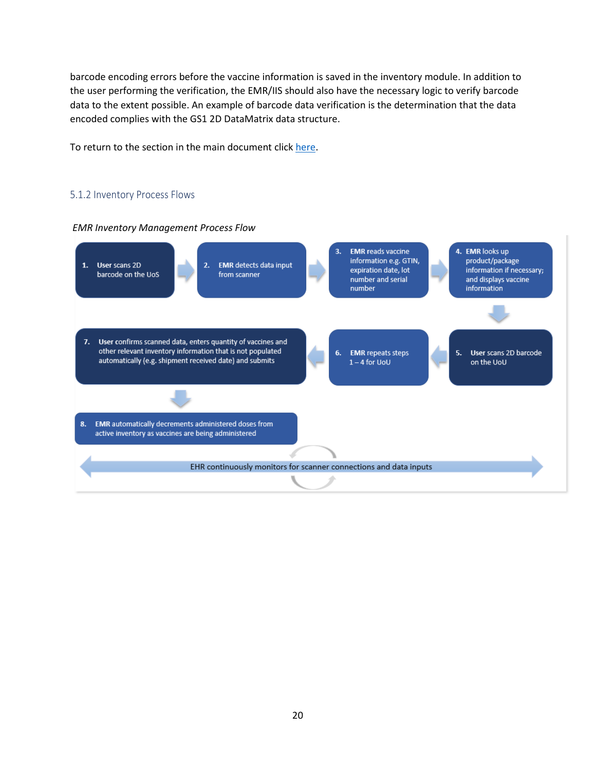barcode encoding errors before the vaccine information is saved in the inventory module. In addition to the user performing the verification, the EMR/IIS should also have the necessary logic to verify barcode data to the extent possible. An example of barcode data verification is the determination that the data encoded complies with the GS1 2D DataMatrix data structure.

To return to the section in the main document click here.

### 5.1.2 Inventory Process Flows

*EMR Inventory Management Process Flow*

1. **User** scans 2D barcode on the UoS
2. **EMR** detects data input from scanner
3. **EMR** reads vaccine information e.g. GTIN, expiration date, lot number and serial number
4. **EMR** looks up product/package information if necessary; and displays vaccine information
5. **User** scans 2D barcode on the UoU
6. **EMR** repeats steps 1 – 4 for UoU
7. **User** confirms scanned data, enters quantity of vaccines and other relevant inventory information that is not populated automatically (e.g. shipment received date) and submits
8. **EMR** automatically decrements administered doses from active inventory as vaccines are being administered

EHR continuously monitors for scanner connections and data inputs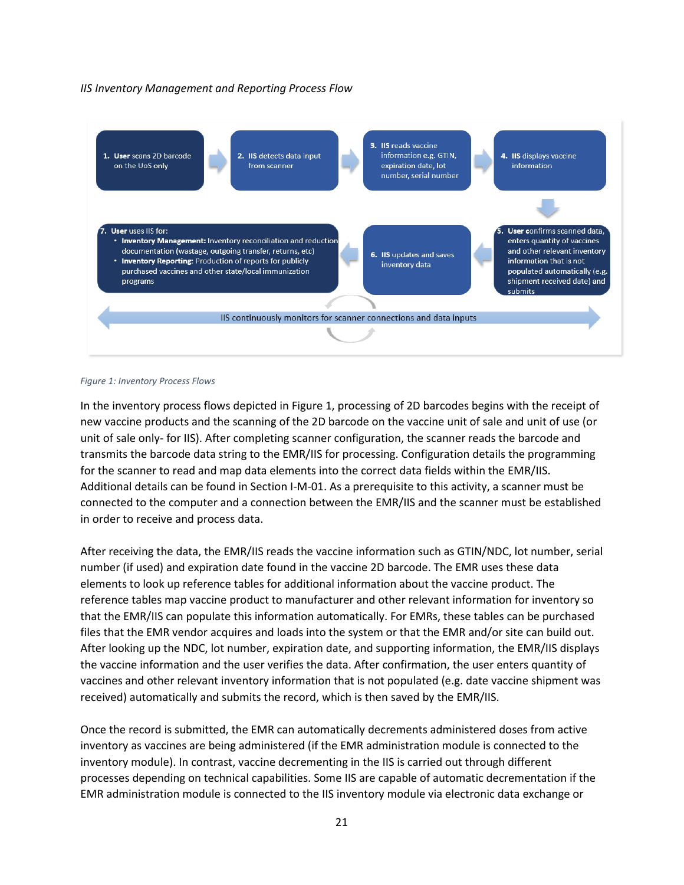*IIS Inventory Management and Reporting Process Flow*

1. **User** scans 2D barcode on the UoS only
2. **IIS** detects data input from scanner
3. **IIS** reads vaccine information e.g. GTIN, expiration date, lot number, serial number
4. **IIS** displays vaccine information
5. **User** confirms scanned data, enters quantity of vaccines and other relevant inventory information that is not populated automatically (e.g. shipment received date) and submits
6. **IIS** updates and saves inventory data
7. **User** uses IIS for:
   - **Inventory Management:** Inventory reconciliation and reduction documentation (wastage, outgoing transfer, returns, etc)
   - **Inventory Reporting:** Production of reports for publicly purchased vaccines and other state/local immunization programs

IIS continuously monitors for scanner connections and data inputs

*Figure 1: Inventory Process Flows*

In the inventory process flows depicted in Figure 1, processing of 2D barcodes begins with the receipt of new vaccine products and the scanning of the 2D barcode on the vaccine unit of sale and unit of use (or unit of sale only- for IIS). After completing scanner configuration, the scanner reads the barcode and transmits the barcode data string to the EMR/IIS for processing. Configuration details the programming for the scanner to read and map data elements into the correct data fields within the EMR/IIS. Additional details can be found in Section I-M-01. As a prerequisite to this activity, a scanner must be connected to the computer and a connection between the EMR/IIS and the scanner must be established in order to receive and process data.

After receiving the data, the EMR/IIS reads the vaccine information such as GTIN/NDC, lot number, serial number (if used) and expiration date found in the vaccine 2D barcode. The EMR uses these data elements to look up reference tables for additional information about the vaccine product. The reference tables map vaccine product to manufacturer and other relevant information for inventory so that the EMR/IIS can populate this information automatically. For EMRs, these tables can be purchased files that the EMR vendor acquires and loads into the system or that the EMR and/or site can build out. After looking up the NDC, lot number, expiration date, and supporting information, the EMR/IIS displays the vaccine information and the user verifies the data. After confirmation, the user enters quantity of vaccines and other relevant inventory information that is not populated (e.g. date vaccine shipment was received) automatically and submits the record, which is then saved by the EMR/IIS.

Once the record is submitted, the EMR can automatically decrements administered doses from active inventory as vaccines are being administered (if the EMR administration module is connected to the inventory module). In contrast, vaccine decrementing in the IIS is carried out through different processes depending on technical capabilities. Some IIS are capable of automatic decrementation if the EMR administration module is connected to the IIS inventory module via electronic data exchange or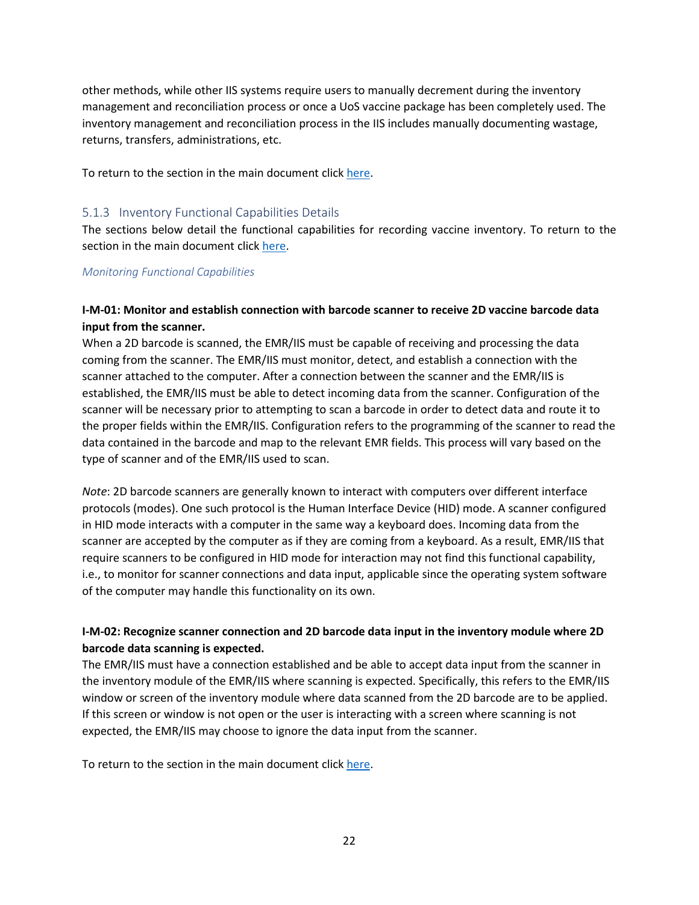other methods, while other IIS systems require users to manually decrement during the inventory management and reconciliation process or once a UoS vaccine package has been completely used. The inventory management and reconciliation process in the IIS includes manually documenting wastage, returns, transfers, administrations, etc.

To return to the section in the main document click here.

### 5.1.3 Inventory Functional Capabilities Details

The sections below detail the functional capabilities for recording vaccine inventory. To return to the section in the main document click here.

*Monitoring Functional Capabilities*

**I-M-01: Monitor and establish connection with barcode scanner to receive 2D vaccine barcode data input from the scanner.**

When a 2D barcode is scanned, the EMR/IIS must be capable of receiving and processing the data coming from the scanner. The EMR/IIS must monitor, detect, and establish a connection with the scanner attached to the computer. After a connection between the scanner and the EMR/IIS is established, the EMR/IIS must be able to detect incoming data from the scanner. Configuration of the scanner will be necessary prior to attempting to scan a barcode in order to detect data and route it to the proper fields within the EMR/IIS. Configuration refers to the programming of the scanner to read the data contained in the barcode and map to the relevant EMR fields. This process will vary based on the type of scanner and of the EMR/IIS used to scan.

*Note*: 2D barcode scanners are generally known to interact with computers over different interface protocols (modes). One such protocol is the Human Interface Device (HID) mode. A scanner configured in HID mode interacts with a computer in the same way a keyboard does. Incoming data from the scanner are accepted by the computer as if they are coming from a keyboard. As a result, EMR/IIS that require scanners to be configured in HID mode for interaction may not find this functional capability, i.e., to monitor for scanner connections and data input, applicable since the operating system software of the computer may handle this functionality on its own.

**I-M-02: Recognize scanner connection and 2D barcode data input in the inventory module where 2D barcode data scanning is expected.**

The EMR/IIS must have a connection established and be able to accept data input from the scanner in the inventory module of the EMR/IIS where scanning is expected. Specifically, this refers to the EMR/IIS window or screen of the inventory module where data scanned from the 2D barcode are to be applied. If this screen or window is not open or the user is interacting with a screen where scanning is not expected, the EMR/IIS may choose to ignore the data input from the scanner.

To return to the section in the main document click here.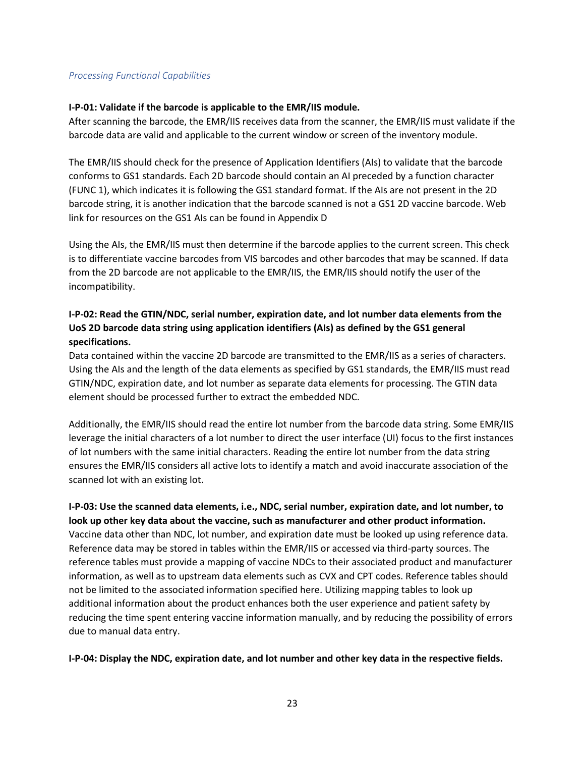*Processing Functional Capabilities*

**I-P-01: Validate if the barcode is applicable to the EMR/IIS module.**

After scanning the barcode, the EMR/IIS receives data from the scanner, the EMR/IIS must validate if the barcode data are valid and applicable to the current window or screen of the inventory module.

The EMR/IIS should check for the presence of Application Identifiers (AIs) to validate that the barcode conforms to GS1 standards. Each 2D barcode should contain an AI preceded by a function character (FUNC 1), which indicates it is following the GS1 standard format. If the AIs are not present in the 2D barcode string, it is another indication that the barcode scanned is not a GS1 2D vaccine barcode. Web link for resources on the GS1 AIs can be found in Appendix D

Using the AIs, the EMR/IIS must then determine if the barcode applies to the current screen. This check is to differentiate vaccine barcodes from VIS barcodes and other barcodes that may be scanned. If data from the 2D barcode are not applicable to the EMR/IIS, the EMR/IIS should notify the user of the incompatibility.

**I-P-02: Read the GTIN/NDC, serial number, expiration date, and lot number data elements from the UoS 2D barcode data string using application identifiers (AIs) as defined by the GS1 general specifications.**

Data contained within the vaccine 2D barcode are transmitted to the EMR/IIS as a series of characters. Using the AIs and the length of the data elements as specified by GS1 standards, the EMR/IIS must read GTIN/NDC, expiration date, and lot number as separate data elements for processing. The GTIN data element should be processed further to extract the embedded NDC.

Additionally, the EMR/IIS should read the entire lot number from the barcode data string. Some EMR/IIS leverage the initial characters of a lot number to direct the user interface (UI) focus to the first instances of lot numbers with the same initial characters. Reading the entire lot number from the data string ensures the EMR/IIS considers all active lots to identify a match and avoid inaccurate association of the scanned lot with an existing lot.

**I-P-03: Use the scanned data elements, i.e., NDC, serial number, expiration date, and lot number, to look up other key data about the vaccine, such as manufacturer and other product information.**

Vaccine data other than NDC, lot number, and expiration date must be looked up using reference data. Reference data may be stored in tables within the EMR/IIS or accessed via third-party sources. The reference tables must provide a mapping of vaccine NDCs to their associated product and manufacturer information, as well as to upstream data elements such as CVX and CPT codes. Reference tables should not be limited to the associated information specified here. Utilizing mapping tables to look up additional information about the product enhances both the user experience and patient safety by reducing the time spent entering vaccine information manually, and by reducing the possibility of errors due to manual data entry.

**I-P-04: Display the NDC, expiration date, and lot number and other key data in the respective fields.**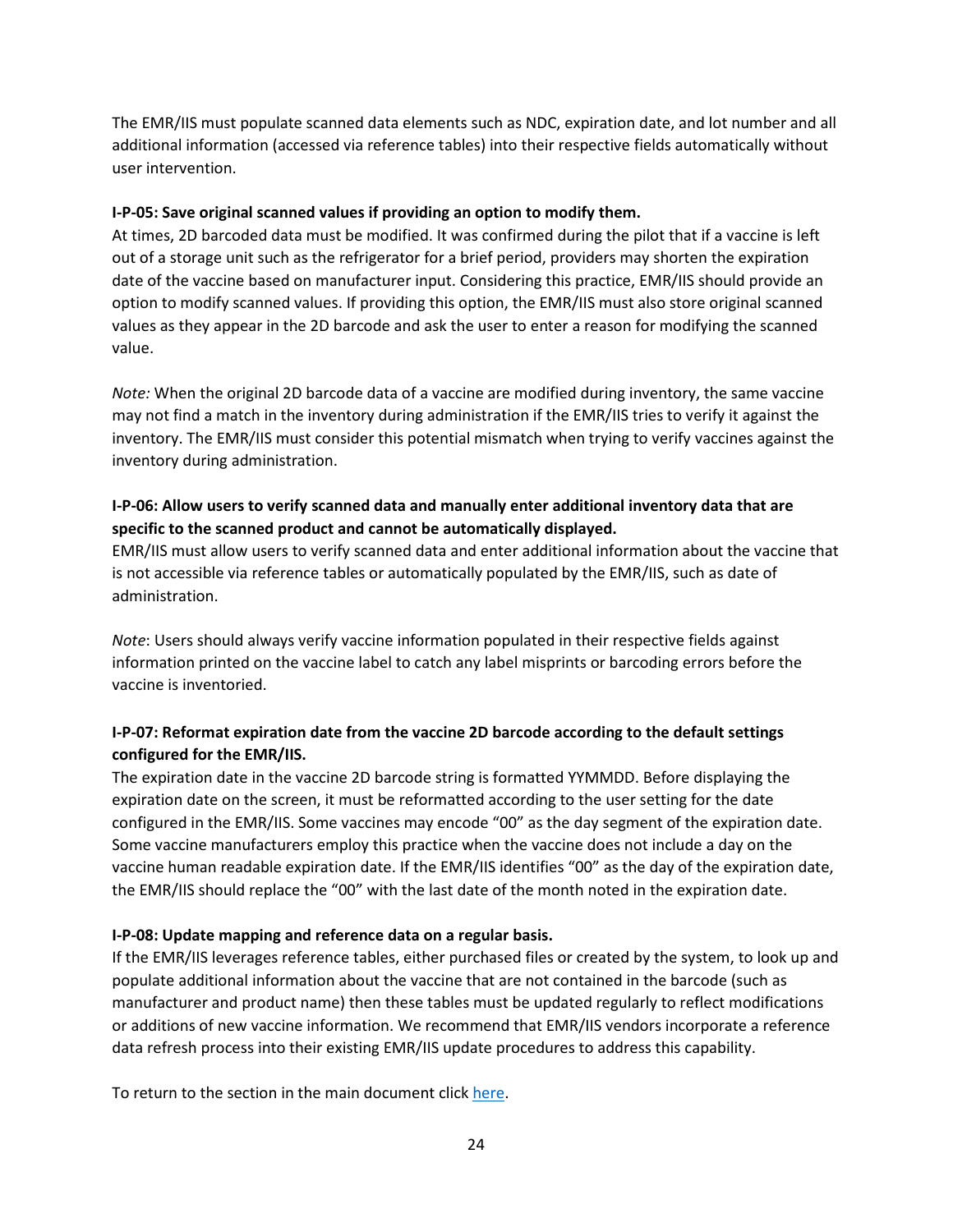The EMR/IIS must populate scanned data elements such as NDC, expiration date, and lot number and all additional information (accessed via reference tables) into their respective fields automatically without user intervention.

**I-P-05: Save original scanned values if providing an option to modify them.**

At times, 2D barcoded data must be modified. It was confirmed during the pilot that if a vaccine is left out of a storage unit such as the refrigerator for a brief period, providers may shorten the expiration date of the vaccine based on manufacturer input. Considering this practice, EMR/IIS should provide an option to modify scanned values. If providing this option, the EMR/IIS must also store original scanned values as they appear in the 2D barcode and ask the user to enter a reason for modifying the scanned value.

*Note:* When the original 2D barcode data of a vaccine are modified during inventory, the same vaccine may not find a match in the inventory during administration if the EMR/IIS tries to verify it against the inventory. The EMR/IIS must consider this potential mismatch when trying to verify vaccines against the inventory during administration.

**I-P-06: Allow users to verify scanned data and manually enter additional inventory data that are specific to the scanned product and cannot be automatically displayed.**

EMR/IIS must allow users to verify scanned data and enter additional information about the vaccine that is not accessible via reference tables or automatically populated by the EMR/IIS, such as date of administration.

*Note*: Users should always verify vaccine information populated in their respective fields against information printed on the vaccine label to catch any label misprints or barcoding errors before the vaccine is inventoried.

**I-P-07: Reformat expiration date from the vaccine 2D barcode according to the default settings configured for the EMR/IIS.**

The expiration date in the vaccine 2D barcode string is formatted YYMMDD. Before displaying the expiration date on the screen, it must be reformatted according to the user setting for the date configured in the EMR/IIS. Some vaccines may encode “00” as the day segment of the expiration date. Some vaccine manufacturers employ this practice when the vaccine does not include a day on the vaccine human readable expiration date. If the EMR/IIS identifies “00” as the day of the expiration date, the EMR/IIS should replace the “00” with the last date of the month noted in the expiration date.

**I-P-08: Update mapping and reference data on a regular basis.**

If the EMR/IIS leverages reference tables, either purchased files or created by the system, to look up and populate additional information about the vaccine that are not contained in the barcode (such as manufacturer and product name) then these tables must be updated regularly to reflect modifications or additions of new vaccine information. We recommend that EMR/IIS vendors incorporate a reference data refresh process into their existing EMR/IIS update procedures to address this capability.

To return to the section in the main document click here.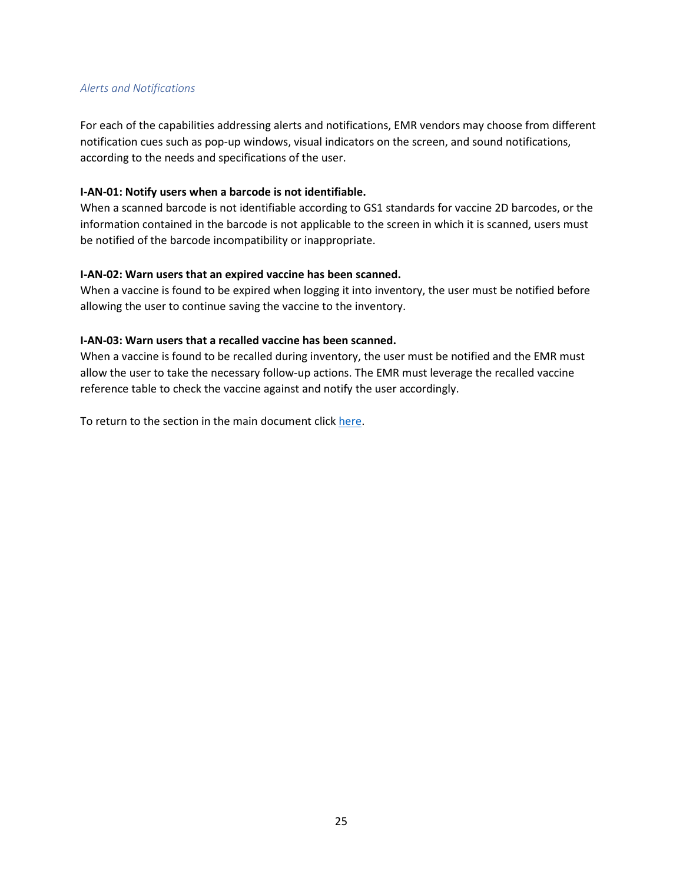*Alerts and Notifications*

For each of the capabilities addressing alerts and notifications, EMR vendors may choose from different notification cues such as pop-up windows, visual indicators on the screen, and sound notifications, according to the needs and specifications of the user.

**I-AN-01: Notify users when a barcode is not identifiable.**
When a scanned barcode is not identifiable according to GS1 standards for vaccine 2D barcodes, or the information contained in the barcode is not applicable to the screen in which it is scanned, users must be notified of the barcode incompatibility or inappropriate.

**I-AN-02: Warn users that an expired vaccine has been scanned.**
When a vaccine is found to be expired when logging it into inventory, the user must be notified before allowing the user to continue saving the vaccine to the inventory.

**I-AN-03: Warn users that a recalled vaccine has been scanned.**
When a vaccine is found to be recalled during inventory, the user must be notified and the EMR must allow the user to take the necessary follow-up actions. The EMR must leverage the recalled vaccine reference table to check the vaccine against and notify the user accordingly.

To return to the section in the main document click here.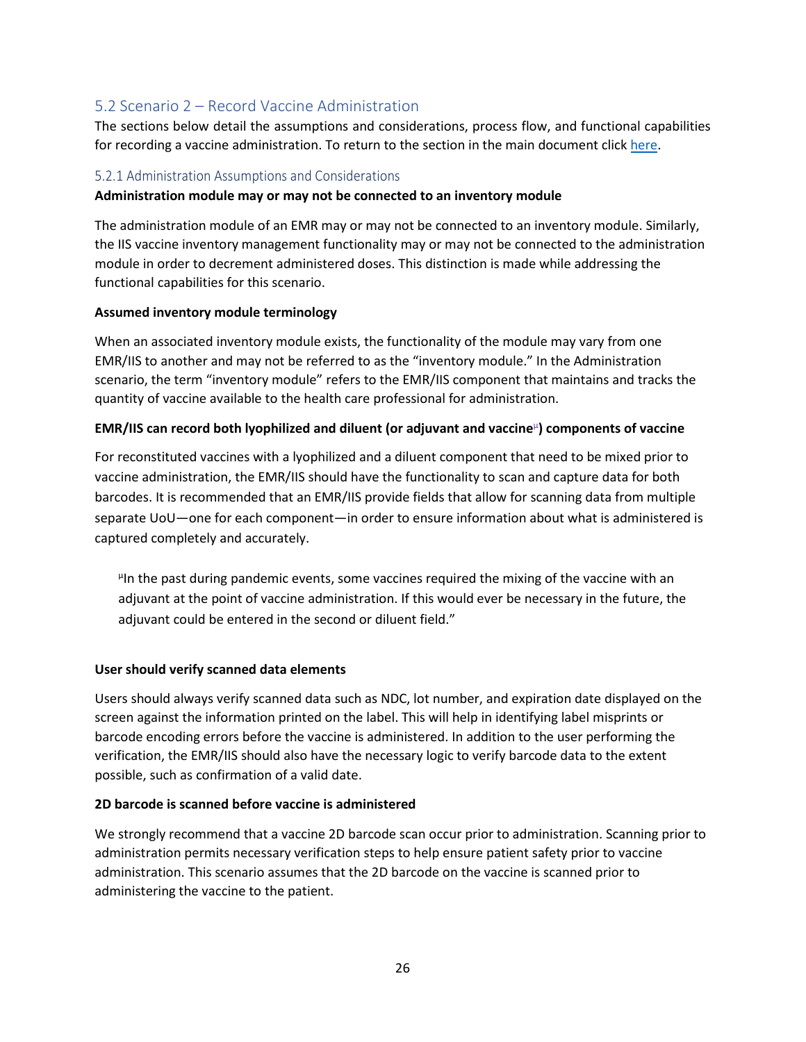## 5.2 Scenario 2 – Record Vaccine Administration

The sections below detail the assumptions and considerations, process flow, and functional capabilities for recording a vaccine administration. To return to the section in the main document click here.

### 5.2.1 Administration Assumptions and Considerations

**Administration module may or may not be connected to an inventory module**

The administration module of an EMR may or may not be connected to an inventory module. Similarly, the IIS vaccine inventory management functionality may or may not be connected to the administration module in order to decrement administered doses. This distinction is made while addressing the functional capabilities for this scenario.

**Assumed inventory module terminology**

When an associated inventory module exists, the functionality of the module may vary from one EMR/IIS to another and may not be referred to as the "inventory module." In the Administration scenario, the term "inventory module" refers to the EMR/IIS component that maintains and tracks the quantity of vaccine available to the health care professional for administration.

**EMR/IIS can record both lyophilized and diluent (or adjuvant and vaccine[µ]) components of vaccine**

For reconstituted vaccines with a lyophilized and a diluent component that need to be mixed prior to vaccine administration, the EMR/IIS should have the functionality to scan and capture data for both barcodes. It is recommended that an EMR/IIS provide fields that allow for scanning data from multiple separate UoU—one for each component—in order to ensure information about what is administered is captured completely and accurately.

> [µ]In the past during pandemic events, some vaccines required the mixing of the vaccine with an adjuvant at the point of vaccine administration. If this would ever be necessary in the future, the adjuvant could be entered in the second or diluent field."

**User should verify scanned data elements**

Users should always verify scanned data such as NDC, lot number, and expiration date displayed on the screen against the information printed on the label. This will help in identifying label misprints or barcode encoding errors before the vaccine is administered. In addition to the user performing the verification, the EMR/IIS should also have the necessary logic to verify barcode data to the extent possible, such as confirmation of a valid date.

**2D barcode is scanned before vaccine is administered**

We strongly recommend that a vaccine 2D barcode scan occur prior to administration. Scanning prior to administration permits necessary verification steps to help ensure patient safety prior to vaccine administration. This scenario assumes that the 2D barcode on the vaccine is scanned prior to administering the vaccine to the patient.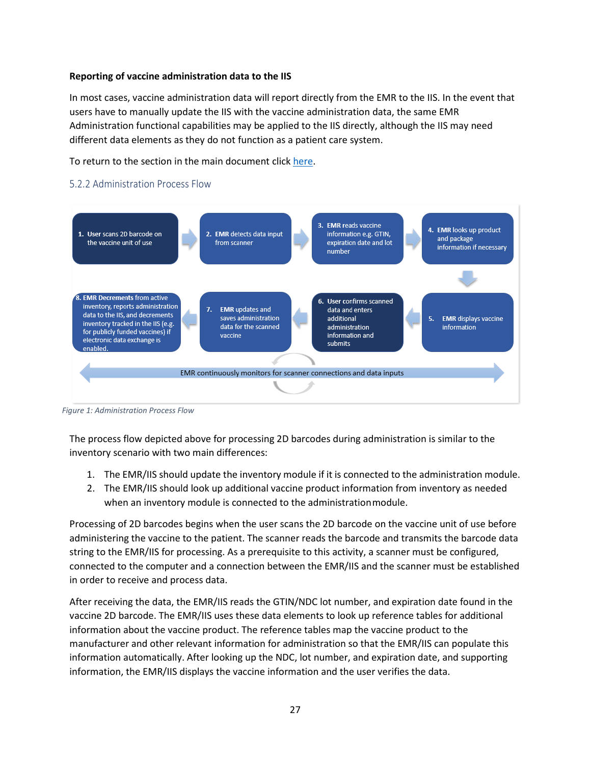**Reporting of vaccine administration data to the IIS**

In most cases, vaccine administration data will report directly from the EMR to the IIS. In the event that users have to manually update the IIS with the vaccine administration data, the same EMR Administration functional capabilities may be applied to the IIS directly, although the IIS may need different data elements as they do not function as a patient care system.

To return to the section in the main document click [here](#).

### 5.2.2 Administration Process Flow

1. **User** scans 2D barcode on the vaccine unit of use
2. **EMR** detects data input from scanner
3. **EMR** reads vaccine information e.g. GTIN, expiration date and lot number
4. **EMR** looks up product and package information if necessary
5. **EMR** displays vaccine information
6. **User** confirms scanned data and enters additional administration information and submits
7. **EMR** updates and saves administration data for the scanned vaccine
8. **EMR Decrements** from active inventory, reports administration data to the IIS, and decrements inventory tracked in the IIS (e.g. for publicly funded vaccines) if electronic data exchange is enabled.

EMR continuously monitors for scanner connections and data inputs

*Figure 1: Administration Process Flow*

The process flow depicted above for processing 2D barcodes during administration is similar to the inventory scenario with two main differences:

1. The EMR/IIS should update the inventory module if it is connected to the administration module.
2. The EMR/IIS should look up additional vaccine product information from inventory as needed when an inventory module is connected to the administration module.

Processing of 2D barcodes begins when the user scans the 2D barcode on the vaccine unit of use before administering the vaccine to the patient. The scanner reads the barcode and transmits the barcode data string to the EMR/IIS for processing. As a prerequisite to this activity, a scanner must be configured, connected to the computer and a connection between the EMR/IIS and the scanner must be established in order to receive and process data.

After receiving the data, the EMR/IIS reads the GTIN/NDC lot number, and expiration date found in the vaccine 2D barcode. The EMR/IIS uses these data elements to look up reference tables for additional information about the vaccine product. The reference tables map the vaccine product to the manufacturer and other relevant information for administration so that the EMR/IIS can populate this information automatically. After looking up the NDC, lot number, and expiration date, and supporting information, the EMR/IIS displays the vaccine information and the user verifies the data.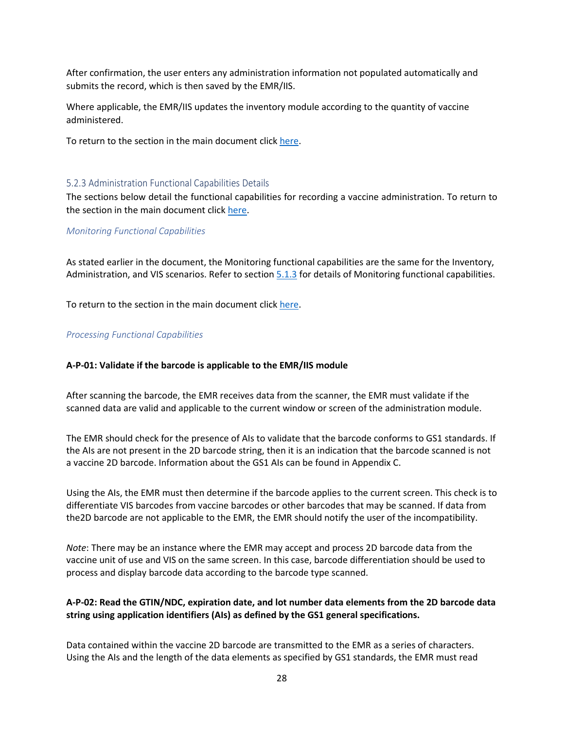After confirmation, the user enters any administration information not populated automatically and submits the record, which is then saved by the EMR/IIS.

Where applicable, the EMR/IIS updates the inventory module according to the quantity of vaccine administered.

To return to the section in the main document click here.

### 5.2.3 Administration Functional Capabilities Details

The sections below detail the functional capabilities for recording a vaccine administration. To return to the section in the main document click here.

*Monitoring Functional Capabilities*

As stated earlier in the document, the Monitoring functional capabilities are the same for the Inventory, Administration, and VIS scenarios. Refer to section 5.1.3 for details of Monitoring functional capabilities.

To return to the section in the main document click here.

*Processing Functional Capabilities*

**A-P-01: Validate if the barcode is applicable to the EMR/IIS module**

After scanning the barcode, the EMR receives data from the scanner, the EMR must validate if the scanned data are valid and applicable to the current window or screen of the administration module.

The EMR should check for the presence of AIs to validate that the barcode conforms to GS1 standards. If the AIs are not present in the 2D barcode string, then it is an indication that the barcode scanned is not a vaccine 2D barcode. Information about the GS1 AIs can be found in Appendix C.

Using the AIs, the EMR must then determine if the barcode applies to the current screen. This check is to differentiate VIS barcodes from vaccine barcodes or other barcodes that may be scanned. If data from the2D barcode are not applicable to the EMR, the EMR should notify the user of the incompatibility.

*Note*: There may be an instance where the EMR may accept and process 2D barcode data from the vaccine unit of use and VIS on the same screen. In this case, barcode differentiation should be used to process and display barcode data according to the barcode type scanned.

**A-P-02: Read the GTIN/NDC, expiration date, and lot number data elements from the 2D barcode data string using application identifiers (AIs) as defined by the GS1 general specifications.**

Data contained within the vaccine 2D barcode are transmitted to the EMR as a series of characters. Using the AIs and the length of the data elements as specified by GS1 standards, the EMR must read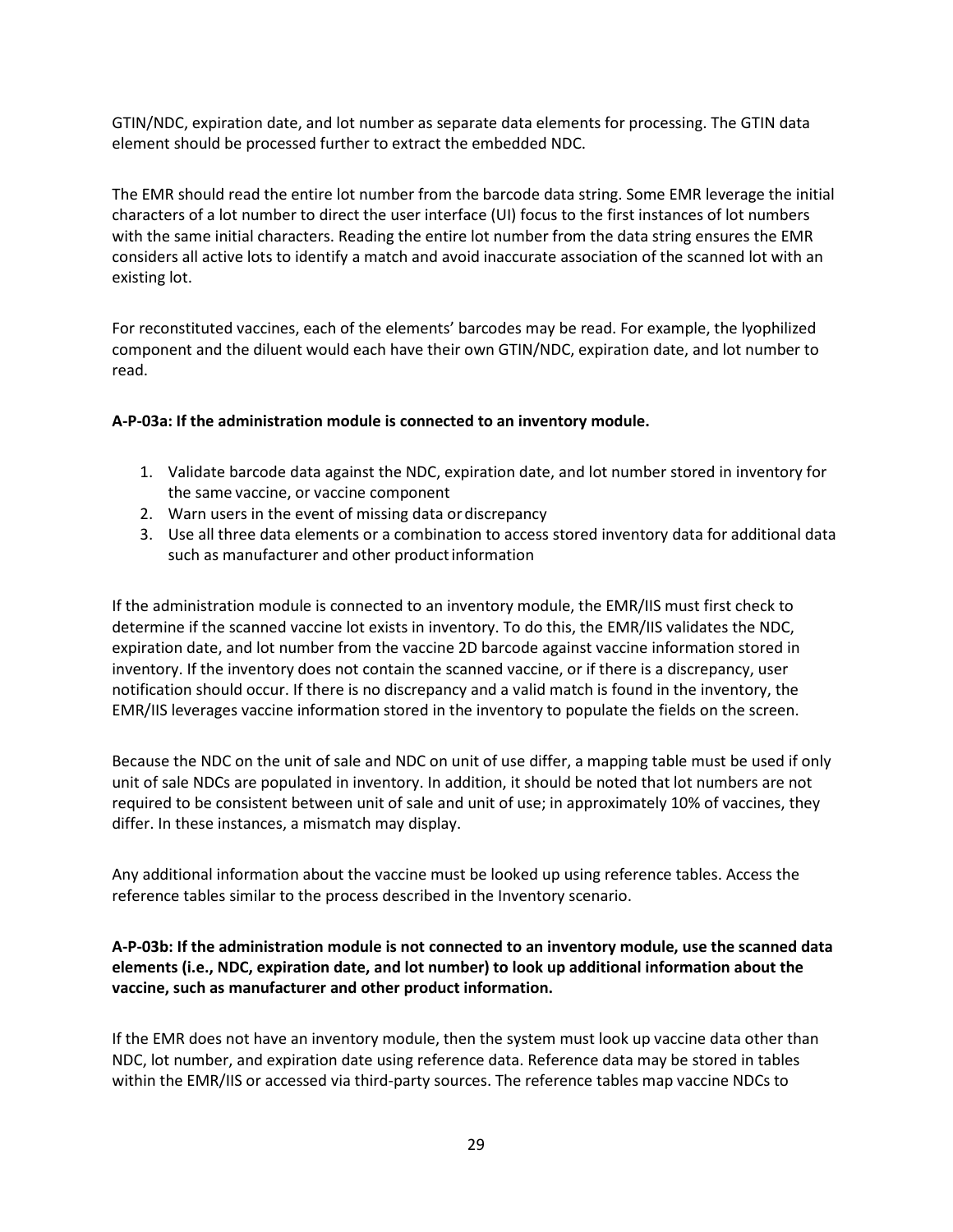GTIN/NDC, expiration date, and lot number as separate data elements for processing. The GTIN data element should be processed further to extract the embedded NDC.

The EMR should read the entire lot number from the barcode data string. Some EMR leverage the initial characters of a lot number to direct the user interface (UI) focus to the first instances of lot numbers with the same initial characters. Reading the entire lot number from the data string ensures the EMR considers all active lots to identify a match and avoid inaccurate association of the scanned lot with an existing lot.

For reconstituted vaccines, each of the elements' barcodes may be read. For example, the lyophilized component and the diluent would each have their own GTIN/NDC, expiration date, and lot number to read.

**A-P-03a: If the administration module is connected to an inventory module.**

1. Validate barcode data against the NDC, expiration date, and lot number stored in inventory for the same vaccine, or vaccine component
2. Warn users in the event of missing data or discrepancy
3. Use all three data elements or a combination to access stored inventory data for additional data such as manufacturer and other product information

If the administration module is connected to an inventory module, the EMR/IIS must first check to determine if the scanned vaccine lot exists in inventory. To do this, the EMR/IIS validates the NDC, expiration date, and lot number from the vaccine 2D barcode against vaccine information stored in inventory. If the inventory does not contain the scanned vaccine, or if there is a discrepancy, user notification should occur. If there is no discrepancy and a valid match is found in the inventory, the EMR/IIS leverages vaccine information stored in the inventory to populate the fields on the screen.

Because the NDC on the unit of sale and NDC on unit of use differ, a mapping table must be used if only unit of sale NDCs are populated in inventory. In addition, it should be noted that lot numbers are not required to be consistent between unit of sale and unit of use; in approximately 10% of vaccines, they differ. In these instances, a mismatch may display.

Any additional information about the vaccine must be looked up using reference tables. Access the reference tables similar to the process described in the Inventory scenario.

**A-P-03b: If the administration module is not connected to an inventory module, use the scanned data elements (i.e., NDC, expiration date, and lot number) to look up additional information about the vaccine, such as manufacturer and other product information.**

If the EMR does not have an inventory module, then the system must look up vaccine data other than NDC, lot number, and expiration date using reference data. Reference data may be stored in tables within the EMR/IIS or accessed via third-party sources. The reference tables map vaccine NDCs to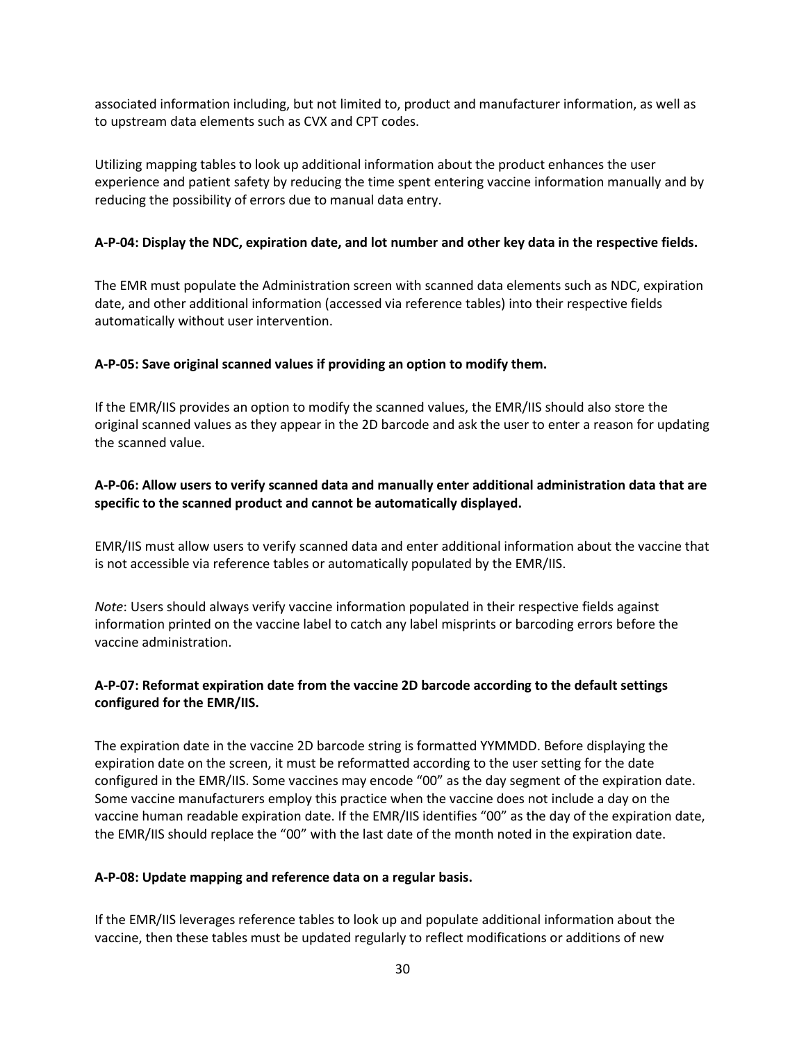associated information including, but not limited to, product and manufacturer information, as well as to upstream data elements such as CVX and CPT codes.

Utilizing mapping tables to look up additional information about the product enhances the user experience and patient safety by reducing the time spent entering vaccine information manually and by reducing the possibility of errors due to manual data entry.

**A-P-04: Display the NDC, expiration date, and lot number and other key data in the respective fields.**

The EMR must populate the Administration screen with scanned data elements such as NDC, expiration date, and other additional information (accessed via reference tables) into their respective fields automatically without user intervention.

**A-P-05: Save original scanned values if providing an option to modify them.**

If the EMR/IIS provides an option to modify the scanned values, the EMR/IIS should also store the original scanned values as they appear in the 2D barcode and ask the user to enter a reason for updating the scanned value.

**A-P-06: Allow users to verify scanned data and manually enter additional administration data that are specific to the scanned product and cannot be automatically displayed.**

EMR/IIS must allow users to verify scanned data and enter additional information about the vaccine that is not accessible via reference tables or automatically populated by the EMR/IIS.

*Note*: Users should always verify vaccine information populated in their respective fields against information printed on the vaccine label to catch any label misprints or barcoding errors before the vaccine administration.

**A-P-07: Reformat expiration date from the vaccine 2D barcode according to the default settings configured for the EMR/IIS.**

The expiration date in the vaccine 2D barcode string is formatted YYMMDD. Before displaying the expiration date on the screen, it must be reformatted according to the user setting for the date configured in the EMR/IIS. Some vaccines may encode "00" as the day segment of the expiration date. Some vaccine manufacturers employ this practice when the vaccine does not include a day on the vaccine human readable expiration date. If the EMR/IIS identifies "00" as the day of the expiration date, the EMR/IIS should replace the "00" with the last date of the month noted in the expiration date.

**A-P-08: Update mapping and reference data on a regular basis.**

If the EMR/IIS leverages reference tables to look up and populate additional information about the vaccine, then these tables must be updated regularly to reflect modifications or additions of new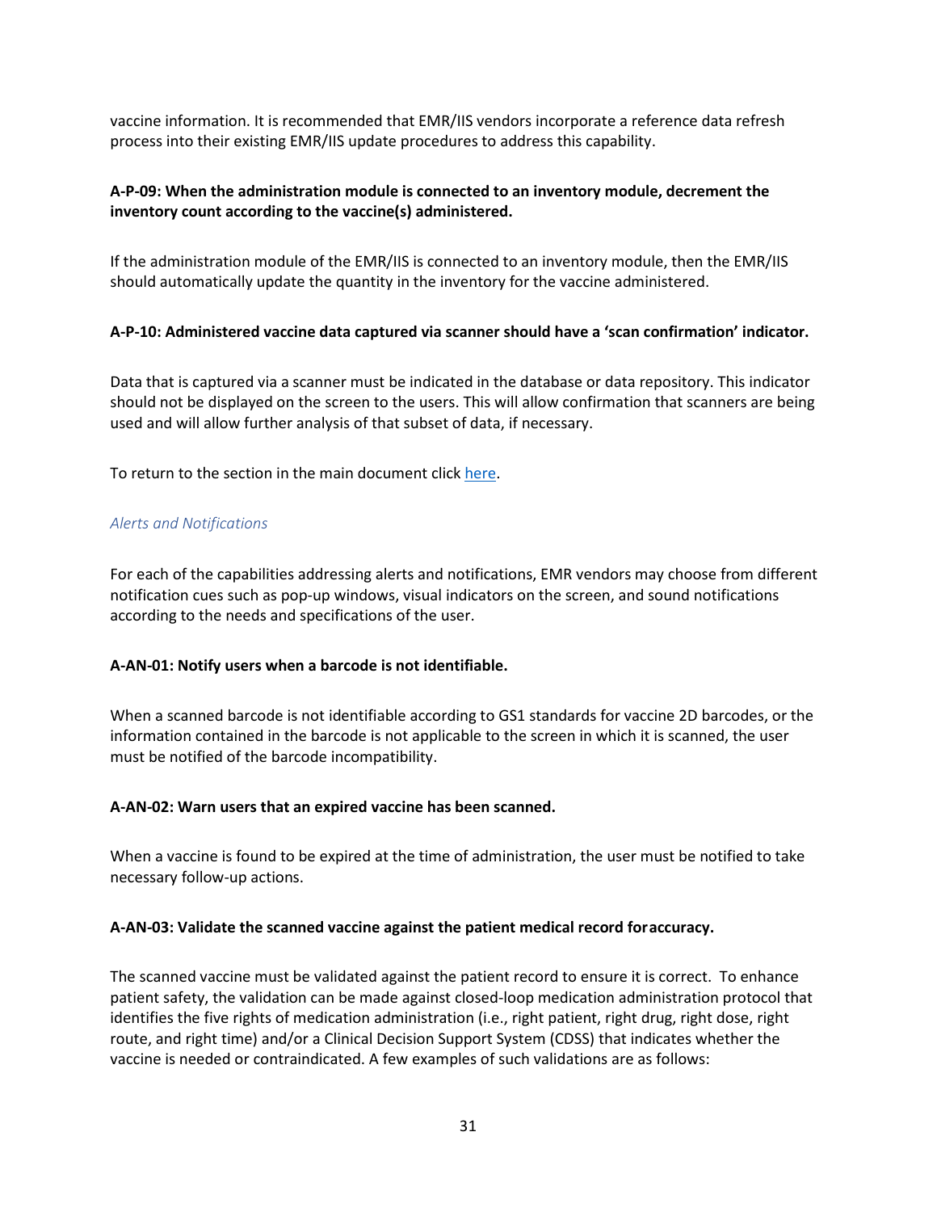vaccine information. It is recommended that EMR/IIS vendors incorporate a reference data refresh process into their existing EMR/IIS update procedures to address this capability.

**A-P-09: When the administration module is connected to an inventory module, decrement the inventory count according to the vaccine(s) administered.**

If the administration module of the EMR/IIS is connected to an inventory module, then the EMR/IIS should automatically update the quantity in the inventory for the vaccine administered.

**A-P-10: Administered vaccine data captured via scanner should have a 'scan confirmation' indicator.**

Data that is captured via a scanner must be indicated in the database or data repository. This indicator should not be displayed on the screen to the users. This will allow confirmation that scanners are being used and will allow further analysis of that subset of data, if necessary.

To return to the section in the main document click here.

### *Alerts and Notifications*

For each of the capabilities addressing alerts and notifications, EMR vendors may choose from different notification cues such as pop-up windows, visual indicators on the screen, and sound notifications according to the needs and specifications of the user.

**A-AN-01: Notify users when a barcode is not identifiable.**

When a scanned barcode is not identifiable according to GS1 standards for vaccine 2D barcodes, or the information contained in the barcode is not applicable to the screen in which it is scanned, the user must be notified of the barcode incompatibility.

**A-AN-02: Warn users that an expired vaccine has been scanned.**

When a vaccine is found to be expired at the time of administration, the user must be notified to take necessary follow-up actions.

**A-AN-03: Validate the scanned vaccine against the patient medical record foraccuracy.**

The scanned vaccine must be validated against the patient record to ensure it is correct. To enhance patient safety, the validation can be made against closed-loop medication administration protocol that identifies the five rights of medication administration (i.e., right patient, right drug, right dose, right route, and right time) and/or a Clinical Decision Support System (CDSS) that indicates whether the vaccine is needed or contraindicated. A few examples of such validations are as follows: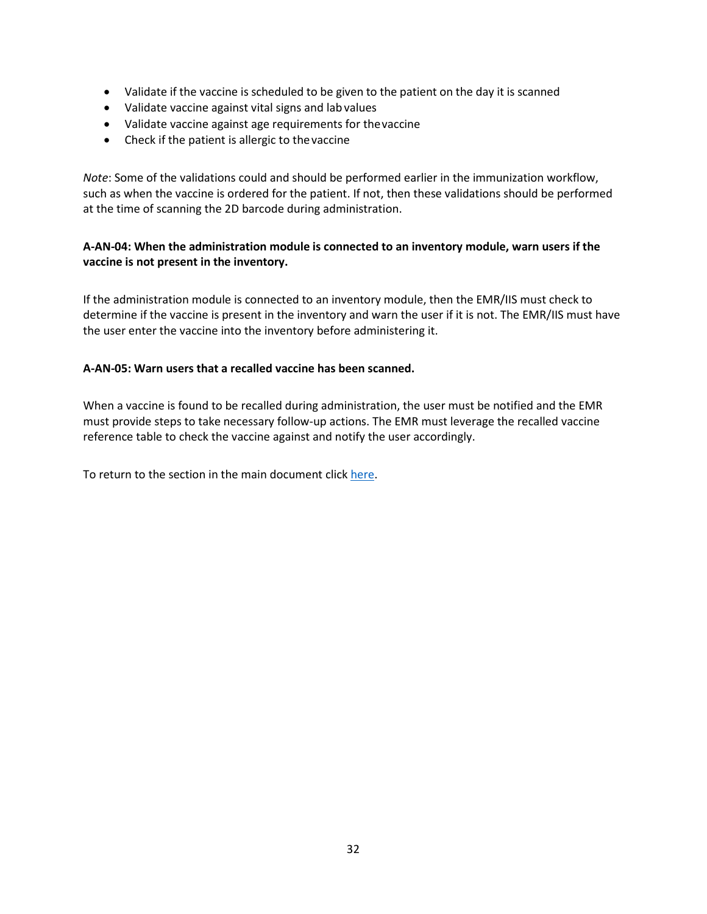- Validate if the vaccine is scheduled to be given to the patient on the day it is scanned
- Validate vaccine against vital signs and lab values
- Validate vaccine against age requirements for the vaccine
- Check if the patient is allergic to the vaccine

*Note*: Some of the validations could and should be performed earlier in the immunization workflow, such as when the vaccine is ordered for the patient. If not, then these validations should be performed at the time of scanning the 2D barcode during administration.

**A-AN-04: When the administration module is connected to an inventory module, warn users if the vaccine is not present in the inventory.**

If the administration module is connected to an inventory module, then the EMR/IIS must check to determine if the vaccine is present in the inventory and warn the user if it is not. The EMR/IIS must have the user enter the vaccine into the inventory before administering it.

**A-AN-05: Warn users that a recalled vaccine has been scanned.**

When a vaccine is found to be recalled during administration, the user must be notified and the EMR must provide steps to take necessary follow-up actions. The EMR must leverage the recalled vaccine reference table to check the vaccine against and notify the user accordingly.

To return to the section in the main document click here.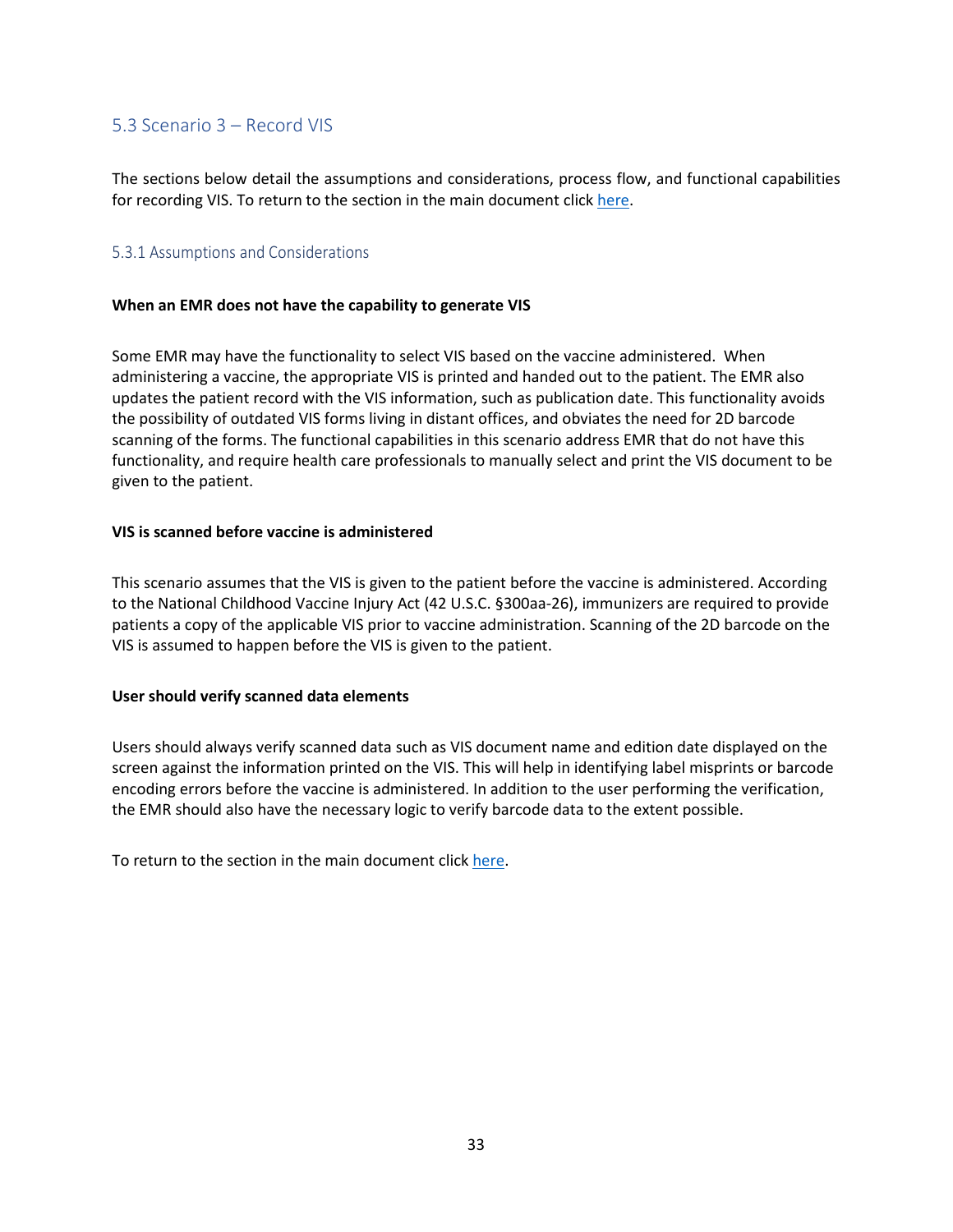## 5.3 Scenario 3 – Record VIS

The sections below detail the assumptions and considerations, process flow, and functional capabilities for recording VIS. To return to the section in the main document click here.

### 5.3.1 Assumptions and Considerations

**When an EMR does not have the capability to generate VIS**

Some EMR may have the functionality to select VIS based on the vaccine administered. When administering a vaccine, the appropriate VIS is printed and handed out to the patient. The EMR also updates the patient record with the VIS information, such as publication date. This functionality avoids the possibility of outdated VIS forms living in distant offices, and obviates the need for 2D barcode scanning of the forms. The functional capabilities in this scenario address EMR that do not have this functionality, and require health care professionals to manually select and print the VIS document to be given to the patient.

**VIS is scanned before vaccine is administered**

This scenario assumes that the VIS is given to the patient before the vaccine is administered. According to the National Childhood Vaccine Injury Act (42 U.S.C. §300aa-26), immunizers are required to provide patients a copy of the applicable VIS prior to vaccine administration. Scanning of the 2D barcode on the VIS is assumed to happen before the VIS is given to the patient.

**User should verify scanned data elements**

Users should always verify scanned data such as VIS document name and edition date displayed on the screen against the information printed on the VIS. This will help in identifying label misprints or barcode encoding errors before the vaccine is administered. In addition to the user performing the verification, the EMR should also have the necessary logic to verify barcode data to the extent possible.

To return to the section in the main document click here.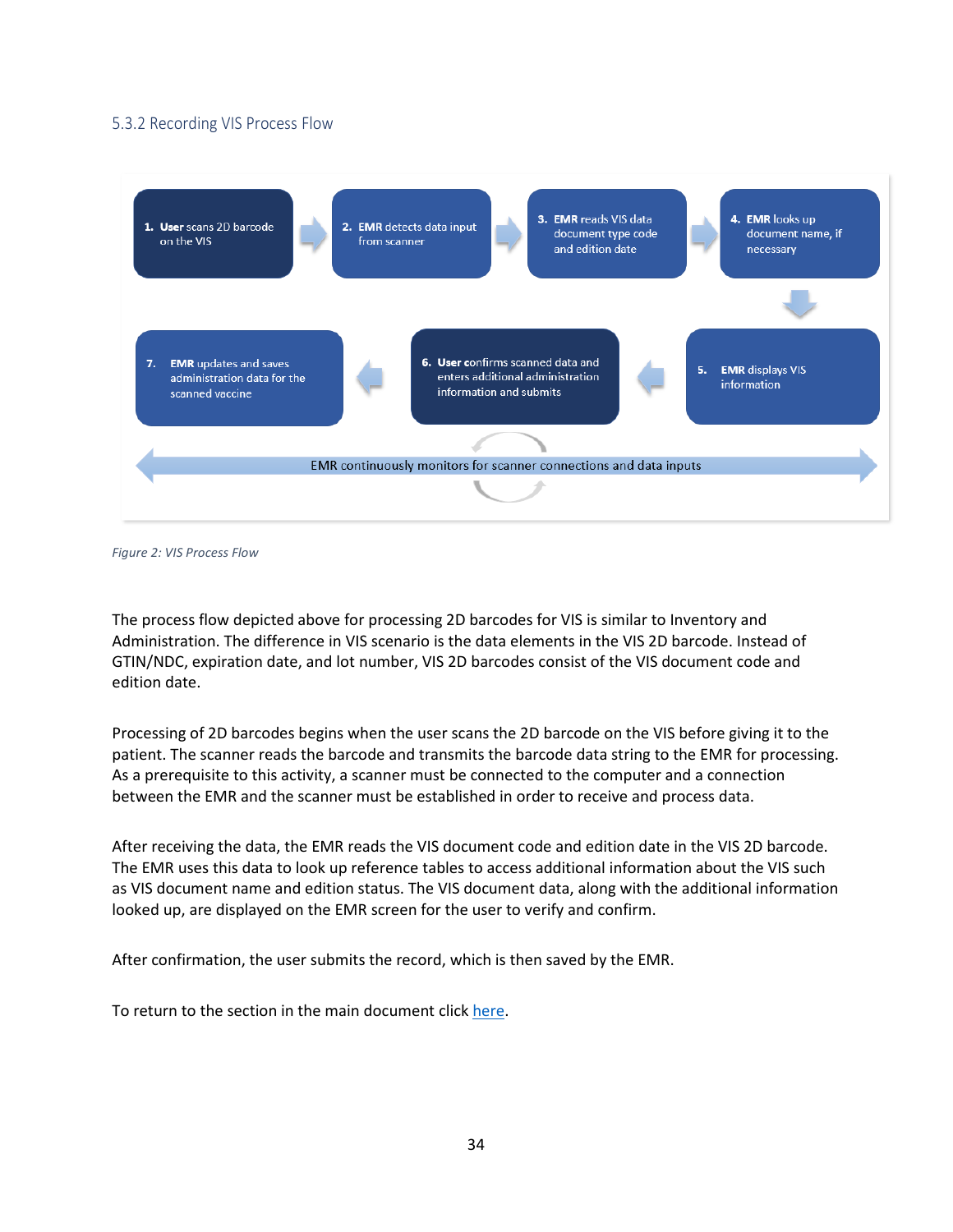### 5.3.2 Recording VIS Process Flow

1. **User** scans 2D barcode on the VIS
2. **EMR** detects data input from scanner
3. **EMR** reads VIS data document type code and edition date
4. **EMR** looks up document name, if necessary
5. **EMR** displays VIS information
6. **User** confirms scanned data and enters additional administration information and submits
7. **EMR** updates and saves administration data for the scanned vaccine

EMR continuously monitors for scanner connections and data inputs

*Figure 2: VIS Process Flow*

The process flow depicted above for processing 2D barcodes for VIS is similar to Inventory and Administration. The difference in VIS scenario is the data elements in the VIS 2D barcode. Instead of GTIN/NDC, expiration date, and lot number, VIS 2D barcodes consist of the VIS document code and edition date.

Processing of 2D barcodes begins when the user scans the 2D barcode on the VIS before giving it to the patient. The scanner reads the barcode and transmits the barcode data string to the EMR for processing. As a prerequisite to this activity, a scanner must be connected to the computer and a connection between the EMR and the scanner must be established in order to receive and process data.

After receiving the data, the EMR reads the VIS document code and edition date in the VIS 2D barcode. The EMR uses this data to look up reference tables to access additional information about the VIS such as VIS document name and edition status. The VIS document data, along with the additional information looked up, are displayed on the EMR screen for the user to verify and confirm.

After confirmation, the user submits the record, which is then saved by the EMR.

To return to the section in the main document click here.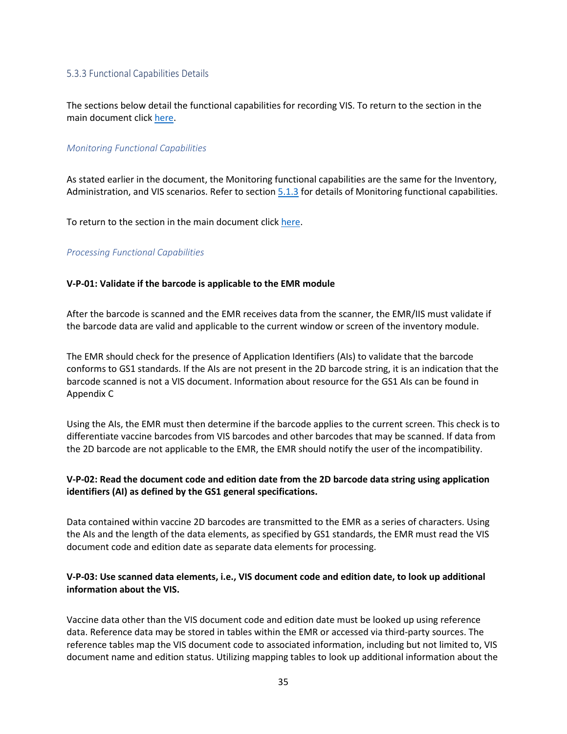### 5.3.3 Functional Capabilities Details

The sections below detail the functional capabilities for recording VIS. To return to the section in the main document click here.

#### *Monitoring Functional Capabilities*

As stated earlier in the document, the Monitoring functional capabilities are the same for the Inventory, Administration, and VIS scenarios. Refer to section 5.1.3 for details of Monitoring functional capabilities.

To return to the section in the main document click here.

#### *Processing Functional Capabilities*

**V-P-01: Validate if the barcode is applicable to the EMR module**

After the barcode is scanned and the EMR receives data from the scanner, the EMR/IIS must validate if the barcode data are valid and applicable to the current window or screen of the inventory module.

The EMR should check for the presence of Application Identifiers (AIs) to validate that the barcode conforms to GS1 standards. If the AIs are not present in the 2D barcode string, it is an indication that the barcode scanned is not a VIS document. Information about resource for the GS1 AIs can be found in Appendix C

Using the AIs, the EMR must then determine if the barcode applies to the current screen. This check is to differentiate vaccine barcodes from VIS barcodes and other barcodes that may be scanned. If data from the 2D barcode are not applicable to the EMR, the EMR should notify the user of the incompatibility.

**V-P-02: Read the document code and edition date from the 2D barcode data string using application identifiers (AI) as defined by the GS1 general specifications.**

Data contained within vaccine 2D barcodes are transmitted to the EMR as a series of characters. Using the AIs and the length of the data elements, as specified by GS1 standards, the EMR must read the VIS document code and edition date as separate data elements for processing.

**V-P-03: Use scanned data elements, i.e., VIS document code and edition date, to look up additional information about the VIS.**

Vaccine data other than the VIS document code and edition date must be looked up using reference data. Reference data may be stored in tables within the EMR or accessed via third-party sources. The reference tables map the VIS document code to associated information, including but not limited to, VIS document name and edition status. Utilizing mapping tables to look up additional information about the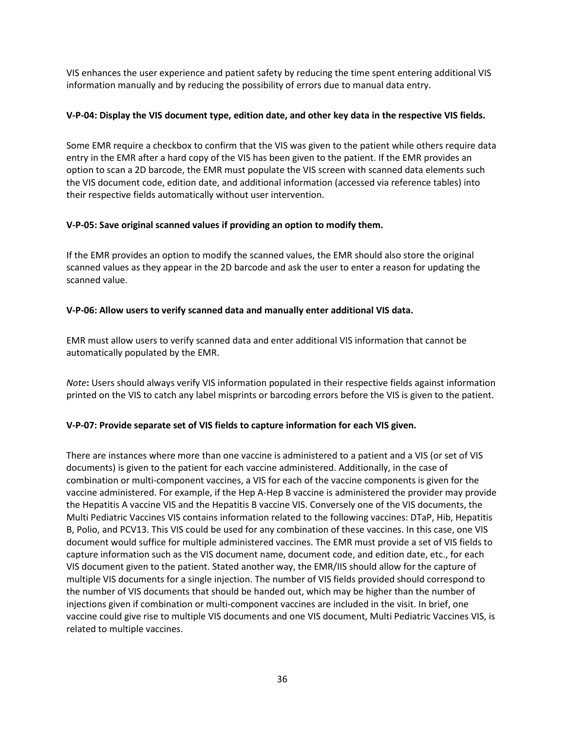VIS enhances the user experience and patient safety by reducing the time spent entering additional VIS information manually and by reducing the possibility of errors due to manual data entry.

**V-P-04: Display the VIS document type, edition date, and other key data in the respective VIS fields.**

Some EMR require a checkbox to confirm that the VIS was given to the patient while others require data entry in the EMR after a hard copy of the VIS has been given to the patient. If the EMR provides an option to scan a 2D barcode, the EMR must populate the VIS screen with scanned data elements such the VIS document code, edition date, and additional information (accessed via reference tables) into their respective fields automatically without user intervention.

**V-P-05: Save original scanned values if providing an option to modify them.**

If the EMR provides an option to modify the scanned values, the EMR should also store the original scanned values as they appear in the 2D barcode and ask the user to enter a reason for updating the scanned value.

**V-P-06: Allow users to verify scanned data and manually enter additional VIS data.**

EMR must allow users to verify scanned data and enter additional VIS information that cannot be automatically populated by the EMR.

*Note***:** Users should always verify VIS information populated in their respective fields against information printed on the VIS to catch any label misprints or barcoding errors before the VIS is given to the patient.

**V-P-07: Provide separate set of VIS fields to capture information for each VIS given.**

There are instances where more than one vaccine is administered to a patient and a VIS (or set of VIS documents) is given to the patient for each vaccine administered. Additionally, in the case of combination or multi-component vaccines, a VIS for each of the vaccine components is given for the vaccine administered. For example, if the Hep A-Hep B vaccine is administered the provider may provide the Hepatitis A vaccine VIS and the Hepatitis B vaccine VIS. Conversely one of the VIS documents, the Multi Pediatric Vaccines VIS contains information related to the following vaccines: DTaP, Hib, Hepatitis B, Polio, and PCV13. This VIS could be used for any combination of these vaccines. In this case, one VIS document would suffice for multiple administered vaccines. The EMR must provide a set of VIS fields to capture information such as the VIS document name, document code, and edition date, etc., for each VIS document given to the patient. Stated another way, the EMR/IIS should allow for the capture of multiple VIS documents for a single injection. The number of VIS fields provided should correspond to the number of VIS documents that should be handed out, which may be higher than the number of injections given if combination or multi-component vaccines are included in the visit. In brief, one vaccine could give rise to multiple VIS documents and one VIS document, Multi Pediatric Vaccines VIS, is related to multiple vaccines.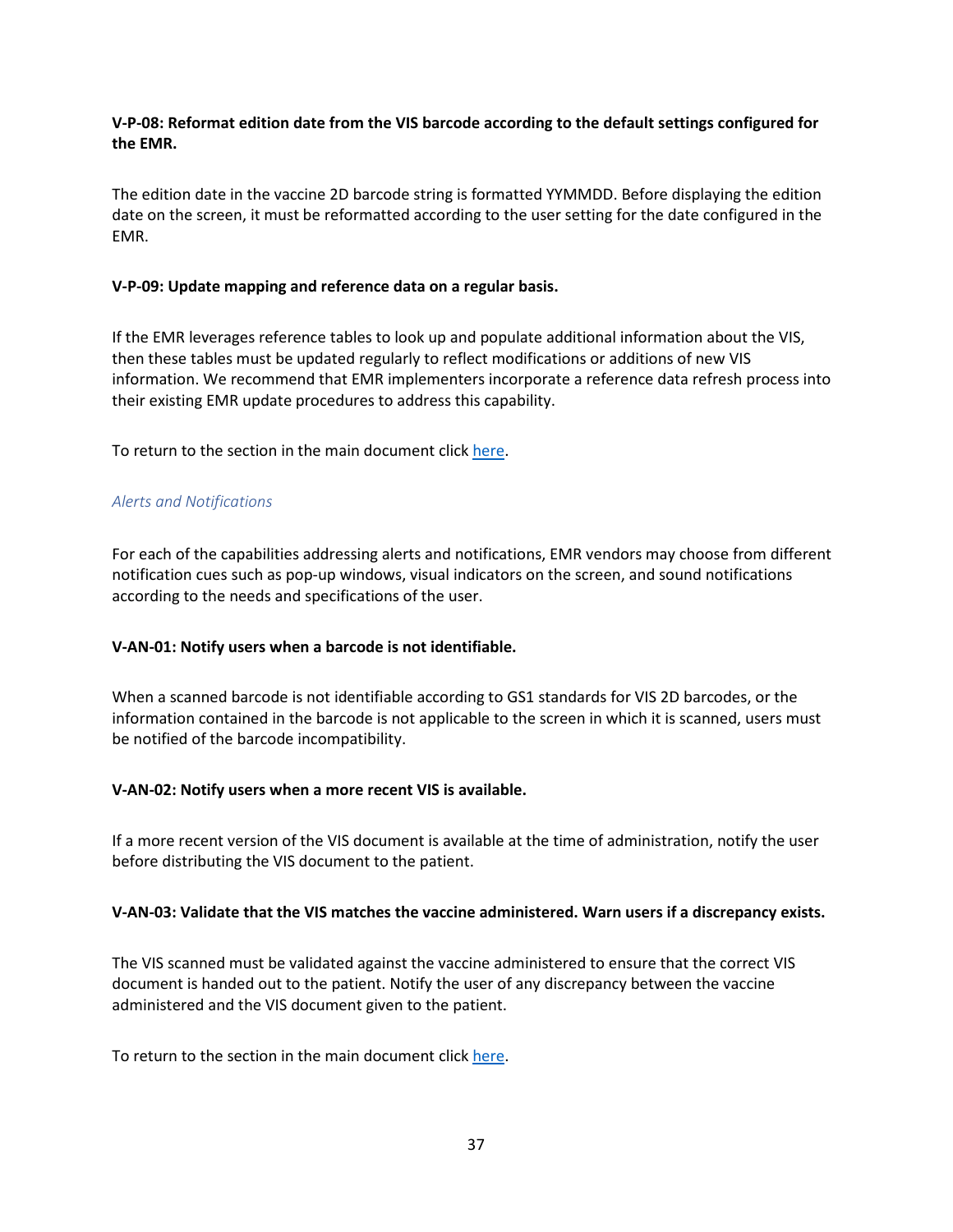**V-P-08: Reformat edition date from the VIS barcode according to the default settings configured for the EMR.**

The edition date in the vaccine 2D barcode string is formatted YYMMDD. Before displaying the edition date on the screen, it must be reformatted according to the user setting for the date configured in the EMR.

**V-P-09: Update mapping and reference data on a regular basis.**

If the EMR leverages reference tables to look up and populate additional information about the VIS, then these tables must be updated regularly to reflect modifications or additions of new VIS information. We recommend that EMR implementers incorporate a reference data refresh process into their existing EMR update procedures to address this capability.

To return to the section in the main document click here.

### *Alerts and Notifications*

For each of the capabilities addressing alerts and notifications, EMR vendors may choose from different notification cues such as pop-up windows, visual indicators on the screen, and sound notifications according to the needs and specifications of the user.

**V-AN-01: Notify users when a barcode is not identifiable.**

When a scanned barcode is not identifiable according to GS1 standards for VIS 2D barcodes, or the information contained in the barcode is not applicable to the screen in which it is scanned, users must be notified of the barcode incompatibility.

**V-AN-02: Notify users when a more recent VIS is available.**

If a more recent version of the VIS document is available at the time of administration, notify the user before distributing the VIS document to the patient.

**V-AN-03: Validate that the VIS matches the vaccine administered. Warn users if a discrepancy exists.**

The VIS scanned must be validated against the vaccine administered to ensure that the correct VIS document is handed out to the patient. Notify the user of any discrepancy between the vaccine administered and the VIS document given to the patient.

To return to the section in the main document click here.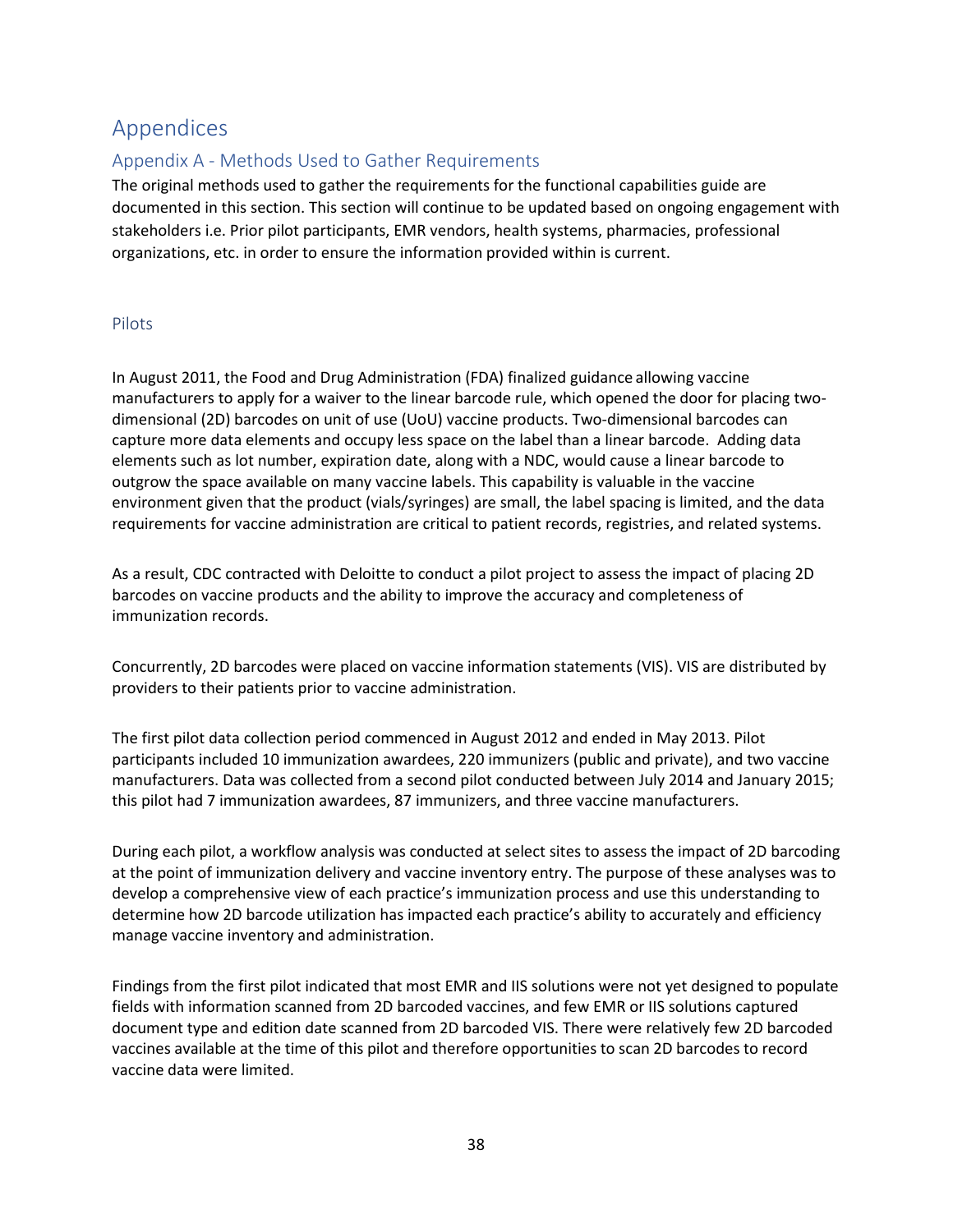# Appendices

## Appendix A - Methods Used to Gather Requirements

The original methods used to gather the requirements for the functional capabilities guide are documented in this section. This section will continue to be updated based on ongoing engagement with stakeholders i.e. Prior pilot participants, EMR vendors, health systems, pharmacies, professional organizations, etc. in order to ensure the information provided within is current.

### Pilots

In August 2011, the Food and Drug Administration (FDA) finalized guidance allowing vaccine manufacturers to apply for a waiver to the linear barcode rule, which opened the door for placing two-dimensional (2D) barcodes on unit of use (UoU) vaccine products. Two-dimensional barcodes can capture more data elements and occupy less space on the label than a linear barcode. Adding data elements such as lot number, expiration date, along with a NDC, would cause a linear barcode to outgrow the space available on many vaccine labels. This capability is valuable in the vaccine environment given that the product (vials/syringes) are small, the label spacing is limited, and the data requirements for vaccine administration are critical to patient records, registries, and related systems.

As a result, CDC contracted with Deloitte to conduct a pilot project to assess the impact of placing 2D barcodes on vaccine products and the ability to improve the accuracy and completeness of immunization records.

Concurrently, 2D barcodes were placed on vaccine information statements (VIS). VIS are distributed by providers to their patients prior to vaccine administration.

The first pilot data collection period commenced in August 2012 and ended in May 2013. Pilot participants included 10 immunization awardees, 220 immunizers (public and private), and two vaccine manufacturers. Data was collected from a second pilot conducted between July 2014 and January 2015; this pilot had 7 immunization awardees, 87 immunizers, and three vaccine manufacturers.

During each pilot, a workflow analysis was conducted at select sites to assess the impact of 2D barcoding at the point of immunization delivery and vaccine inventory entry. The purpose of these analyses was to develop a comprehensive view of each practice's immunization process and use this understanding to determine how 2D barcode utilization has impacted each practice's ability to accurately and efficiency manage vaccine inventory and administration.

Findings from the first pilot indicated that most EMR and IIS solutions were not yet designed to populate fields with information scanned from 2D barcoded vaccines, and few EMR or IIS solutions captured document type and edition date scanned from 2D barcoded VIS. There were relatively few 2D barcoded vaccines available at the time of this pilot and therefore opportunities to scan 2D barcodes to record vaccine data were limited.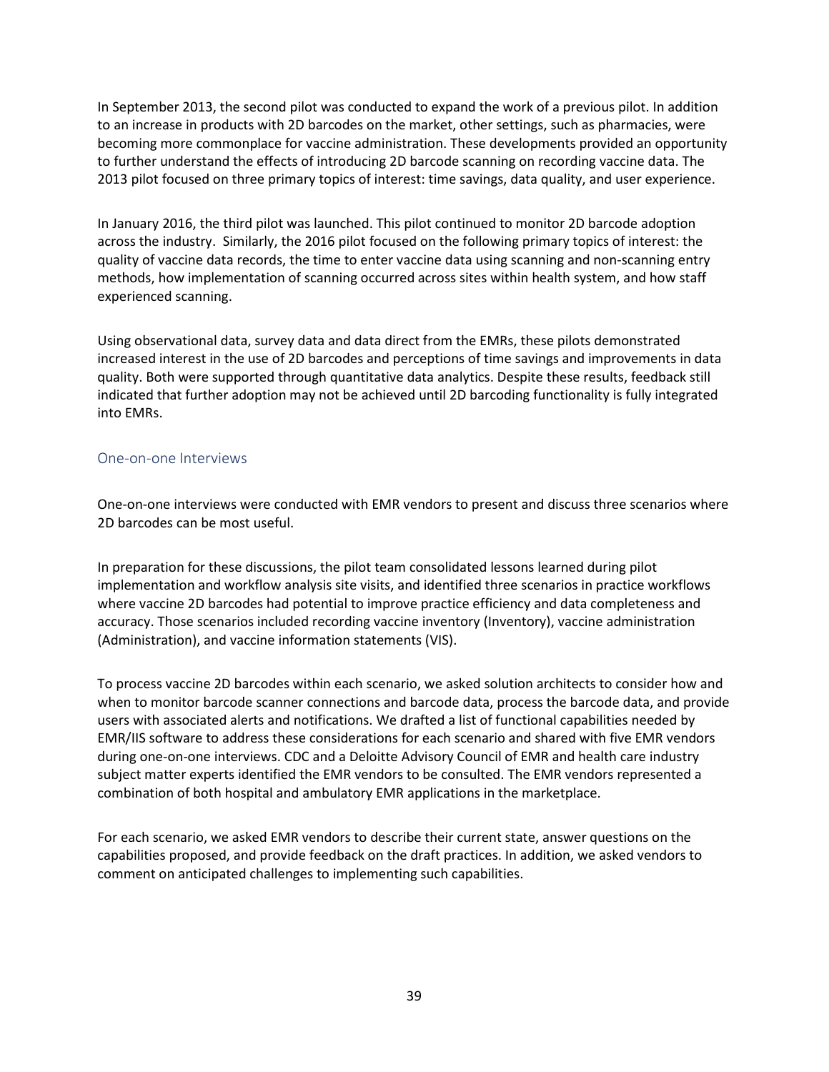In September 2013, the second pilot was conducted to expand the work of a previous pilot. In addition to an increase in products with 2D barcodes on the market, other settings, such as pharmacies, were becoming more commonplace for vaccine administration. These developments provided an opportunity to further understand the effects of introducing 2D barcode scanning on recording vaccine data. The 2013 pilot focused on three primary topics of interest: time savings, data quality, and user experience.

In January 2016, the third pilot was launched. This pilot continued to monitor 2D barcode adoption across the industry. Similarly, the 2016 pilot focused on the following primary topics of interest: the quality of vaccine data records, the time to enter vaccine data using scanning and non-scanning entry methods, how implementation of scanning occurred across sites within health system, and how staff experienced scanning.

Using observational data, survey data and data direct from the EMRs, these pilots demonstrated increased interest in the use of 2D barcodes and perceptions of time savings and improvements in data quality. Both were supported through quantitative data analytics. Despite these results, feedback still indicated that further adoption may not be achieved until 2D barcoding functionality is fully integrated into EMRs.

### One-on-one Interviews

One-on-one interviews were conducted with EMR vendors to present and discuss three scenarios where 2D barcodes can be most useful.

In preparation for these discussions, the pilot team consolidated lessons learned during pilot implementation and workflow analysis site visits, and identified three scenarios in practice workflows where vaccine 2D barcodes had potential to improve practice efficiency and data completeness and accuracy. Those scenarios included recording vaccine inventory (Inventory), vaccine administration (Administration), and vaccine information statements (VIS).

To process vaccine 2D barcodes within each scenario, we asked solution architects to consider how and when to monitor barcode scanner connections and barcode data, process the barcode data, and provide users with associated alerts and notifications. We drafted a list of functional capabilities needed by EMR/IIS software to address these considerations for each scenario and shared with five EMR vendors during one-on-one interviews. CDC and a Deloitte Advisory Council of EMR and health care industry subject matter experts identified the EMR vendors to be consulted. The EMR vendors represented a combination of both hospital and ambulatory EMR applications in the marketplace.

For each scenario, we asked EMR vendors to describe their current state, answer questions on the capabilities proposed, and provide feedback on the draft practices. In addition, we asked vendors to comment on anticipated challenges to implementing such capabilities.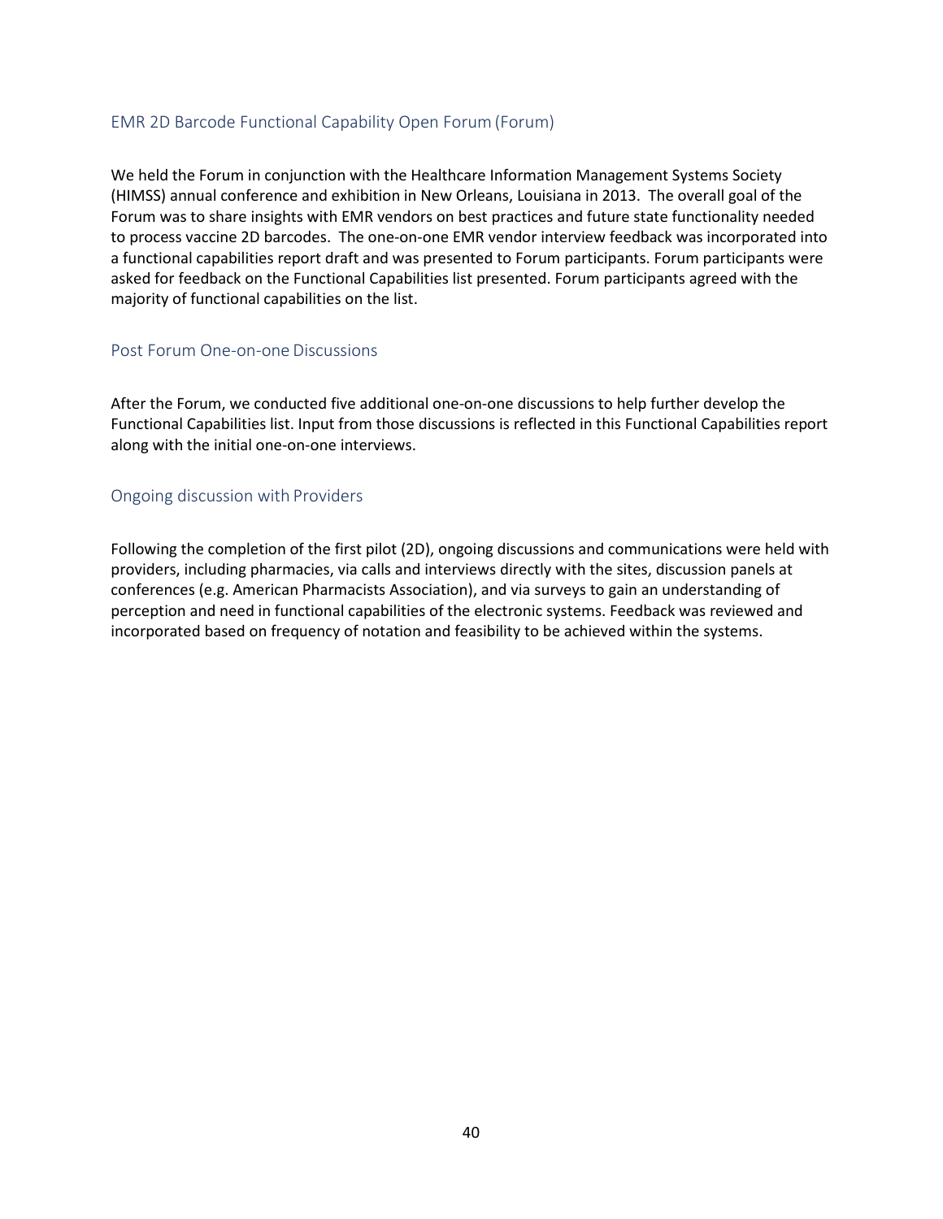### EMR 2D Barcode Functional Capability Open Forum (Forum)

We held the Forum in conjunction with the Healthcare Information Management Systems Society (HIMSS) annual conference and exhibition in New Orleans, Louisiana in 2013. The overall goal of the Forum was to share insights with EMR vendors on best practices and future state functionality needed to process vaccine 2D barcodes. The one-on-one EMR vendor interview feedback was incorporated into a functional capabilities report draft and was presented to Forum participants. Forum participants were asked for feedback on the Functional Capabilities list presented. Forum participants agreed with the majority of functional capabilities on the list.

### Post Forum One-on-one Discussions

After the Forum, we conducted five additional one-on-one discussions to help further develop the Functional Capabilities list. Input from those discussions is reflected in this Functional Capabilities report along with the initial one-on-one interviews.

### Ongoing discussion with Providers

Following the completion of the first pilot (2D), ongoing discussions and communications were held with providers, including pharmacies, via calls and interviews directly with the sites, discussion panels at conferences (e.g. American Pharmacists Association), and via surveys to gain an understanding of perception and need in functional capabilities of the electronic systems. Feedback was reviewed and incorporated based on frequency of notation and feasibility to be achieved within the systems.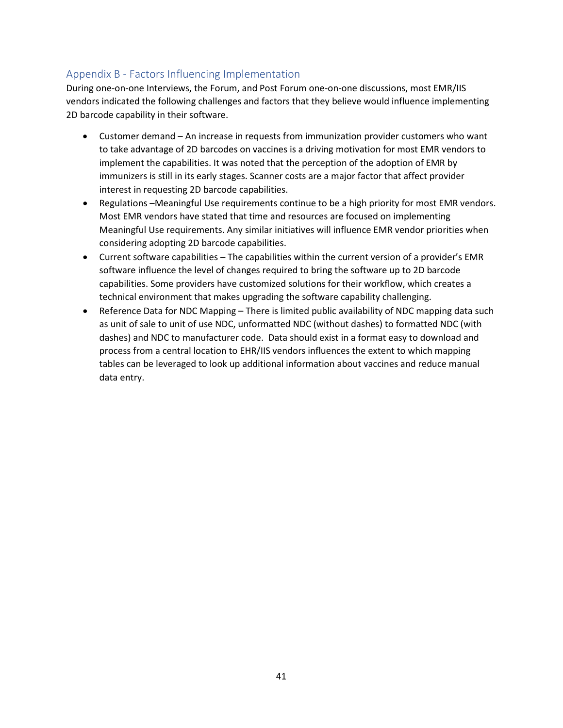## Appendix B - Factors Influencing Implementation

During one-on-one Interviews, the Forum, and Post Forum one-on-one discussions, most EMR/IIS vendors indicated the following challenges and factors that they believe would influence implementing 2D barcode capability in their software.

- Customer demand – An increase in requests from immunization provider customers who want to take advantage of 2D barcodes on vaccines is a driving motivation for most EMR vendors to implement the capabilities. It was noted that the perception of the adoption of EMR by immunizers is still in its early stages. Scanner costs are a major factor that affect provider interest in requesting 2D barcode capabilities.
- Regulations –Meaningful Use requirements continue to be a high priority for most EMR vendors. Most EMR vendors have stated that time and resources are focused on implementing Meaningful Use requirements. Any similar initiatives will influence EMR vendor priorities when considering adopting 2D barcode capabilities.
- Current software capabilities – The capabilities within the current version of a provider's EMR software influence the level of changes required to bring the software up to 2D barcode capabilities. Some providers have customized solutions for their workflow, which creates a technical environment that makes upgrading the software capability challenging.
- Reference Data for NDC Mapping – There is limited public availability of NDC mapping data such as unit of sale to unit of use NDC, unformatted NDC (without dashes) to formatted NDC (with dashes) and NDC to manufacturer code. Data should exist in a format easy to download and process from a central location to EHR/IIS vendors influences the extent to which mapping tables can be leveraged to look up additional information about vaccines and reduce manual data entry.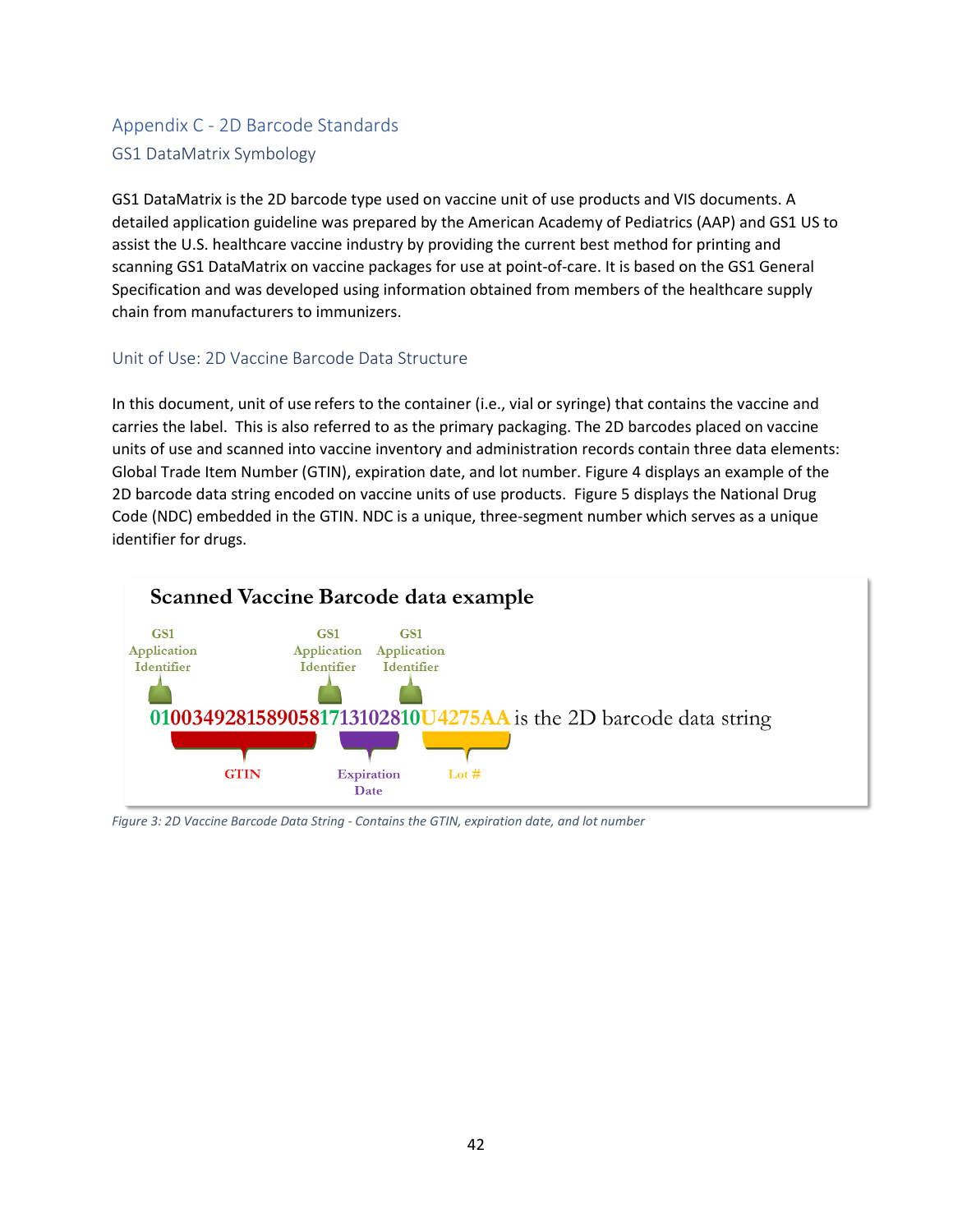## Appendix C - 2D Barcode Standards

### GS1 DataMatrix Symbology

GS1 DataMatrix is the 2D barcode type used on vaccine unit of use products and VIS documents. A detailed application guideline was prepared by the American Academy of Pediatrics (AAP) and GS1 US to assist the U.S. healthcare vaccine industry by providing the current best method for printing and scanning GS1 DataMatrix on vaccine packages for use at point-of-care. It is based on the GS1 General Specification and was developed using information obtained from members of the healthcare supply chain from manufacturers to immunizers.

### Unit of Use: 2D Vaccine Barcode Data Structure

In this document, unit of use refers to the container (i.e., vial or syringe) that contains the vaccine and carries the label. This is also referred to as the primary packaging. The 2D barcodes placed on vaccine units of use and scanned into vaccine inventory and administration records contain three data elements: Global Trade Item Number (GTIN), expiration date, and lot number. Figure 4 displays an example of the 2D barcode data string encoded on vaccine units of use products. Figure 5 displays the National Drug Code (NDC) embedded in the GTIN. NDC is a unique, three-segment number which serves as a unique identifier for drugs.

**Scanned Vaccine Barcode data example**

| GS1 Application Identifier | GTIN | GS1 Application Identifier | Expiration Date | GS1 Application Identifier | Lot # |
|---|---|---|---|---|---|
| 01 | 00349281589058 | 17 | 131028 | 10 | U4275AA |

010034928158905817131028 10U4275AA is the 2D barcode data string

*Figure 3: 2D Vaccine Barcode Data String - Contains the GTIN, expiration date, and lot number*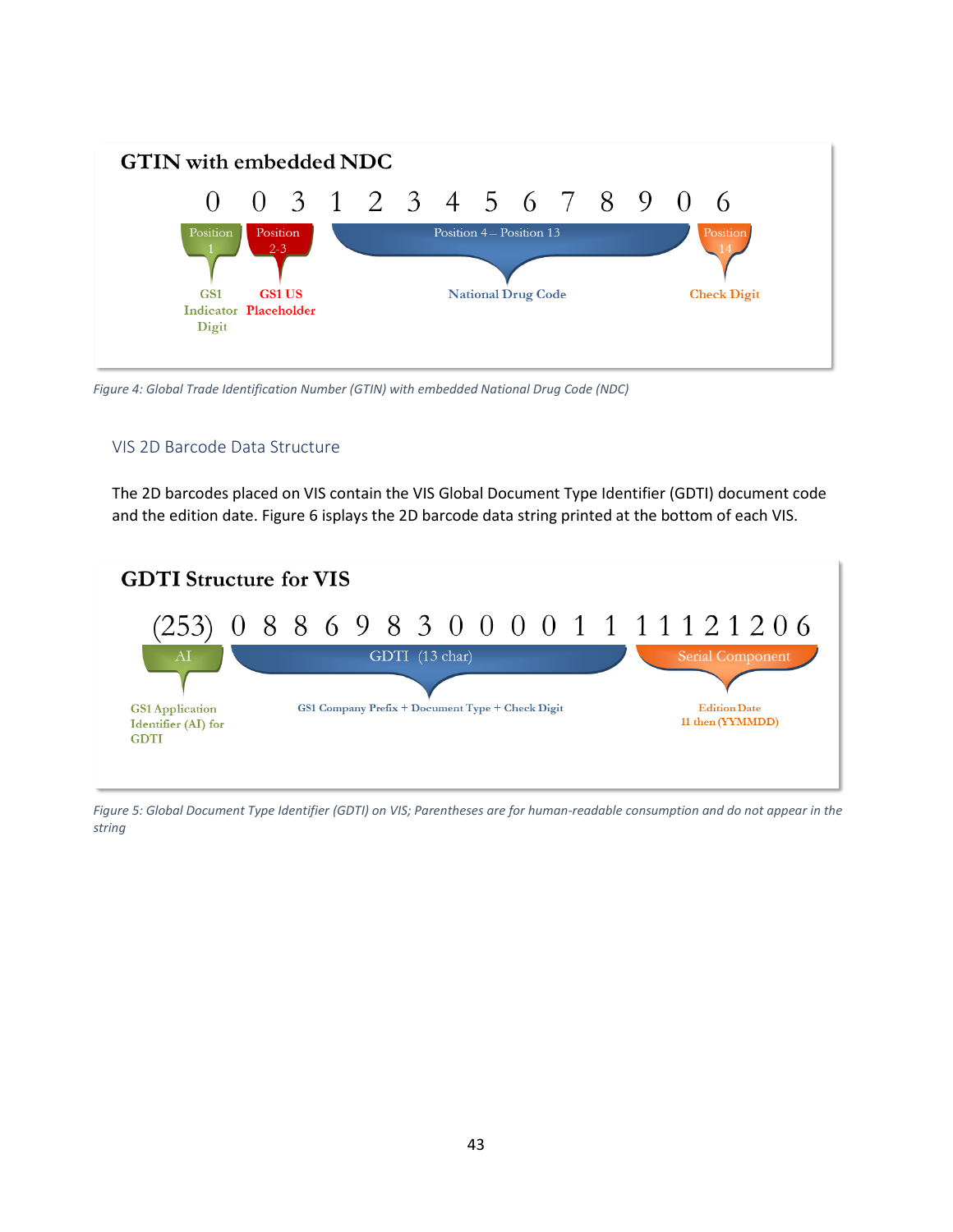**GTIN with embedded NDC**

0 0 3 1 2 3 4 5 6 7 8 9 0 6

| Position 1 | Position 2-3 | Position 4 – Position 13 | Position 14 |
|---|---|---|---|
| GS1 Indicator Digit | GS1 US Placeholder | National Drug Code | Check Digit |

*Figure 4: Global Trade Identification Number (GTIN) with embedded National Drug Code (NDC)*

## VIS 2D Barcode Data Structure

The 2D barcodes placed on VIS contain the VIS Global Document Type Identifier (GDTI) document code and the edition date. Figure 6 isplays the 2D barcode data string printed at the bottom of each VIS.

**GDTI Structure for VIS**

(253) 0 8 8 6 9 8 3 0 0 0 0 1 1 1 1 1 2 1 2 0 6

| AI | GDTI (13 char) | Serial Component |
|---|---|---|
| GS1 Application Identifier (AI) for GDTI | GS1 Company Prefix + Document Type + Check Digit | Edition Date 11 then (YYMMDD) |

*Figure 5: Global Document Type Identifier (GDTI) on VIS; Parentheses are for human-readable consumption and do not appear in the string*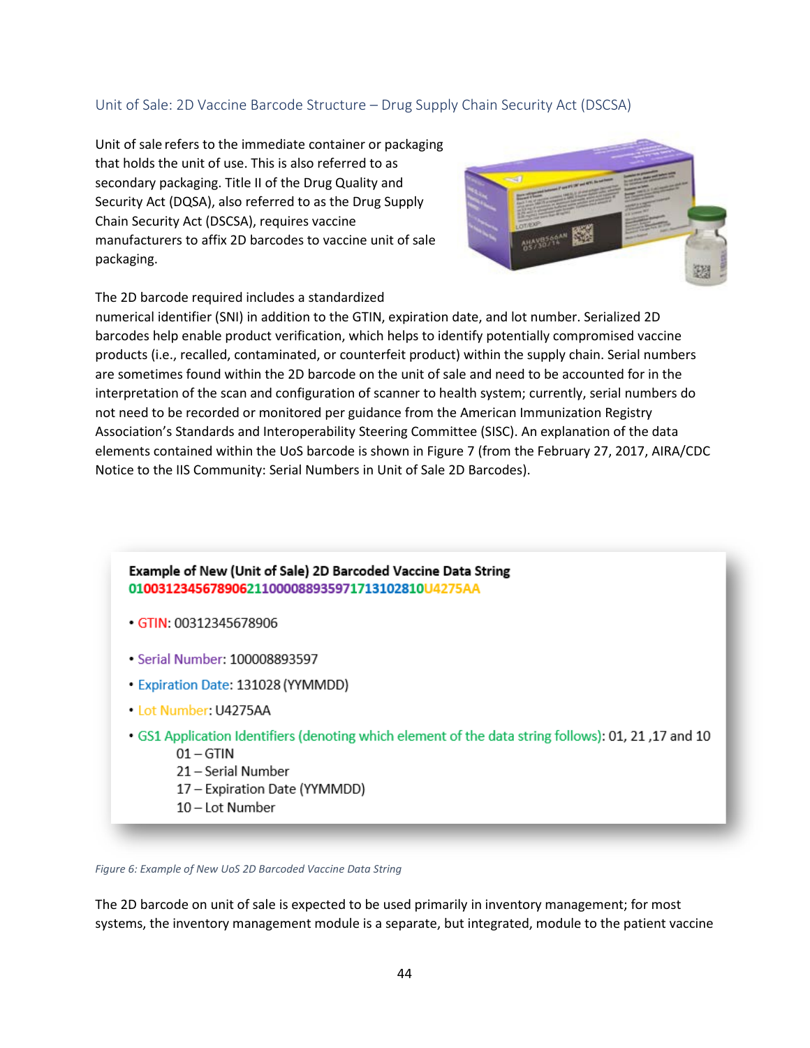## Unit of Sale: 2D Vaccine Barcode Structure – Drug Supply Chain Security Act (DSCSA)

Unit of sale refers to the immediate container or packaging that holds the unit of use. This is also referred to as secondary packaging. Title II of the Drug Quality and Security Act (DQSA), also referred to as the Drug Supply Chain Security Act (DSCSA), requires vaccine manufacturers to affix 2D barcodes to vaccine unit of sale packaging.

The 2D barcode required includes a standardized numerical identifier (SNI) in addition to the GTIN, expiration date, and lot number. Serialized 2D barcodes help enable product verification, which helps to identify potentially compromised vaccine products (i.e., recalled, contaminated, or counterfeit product) within the supply chain. Serial numbers are sometimes found within the 2D barcode on the unit of sale and need to be accounted for in the interpretation of the scan and configuration of scanner to health system; currently, serial numbers do not need to be recorded or monitored per guidance from the American Immunization Registry Association's Standards and Interoperability Steering Committee (SISC). An explanation of the data elements contained within the UoS barcode is shown in Figure 7 (from the February 27, 2017, AIRA/CDC Notice to the IIS Community: Serial Numbers in Unit of Sale 2D Barcodes).

**Example of New (Unit of Sale) 2D Barcoded Vaccine Data String**

0100312345678906211000088935971713102810U4275AA

- GTIN: 00312345678906
- Serial Number: 100008893597
- Expiration Date: 131028 (YYMMDD)
- Lot Number: U4275AA
- GS1 Application Identifiers (denoting which element of the data string follows): 01, 21 ,17 and 10
  - 01 – GTIN
  - 21 – Serial Number
  - 17 – Expiration Date (YYMMDD)
  - 10 – Lot Number

*Figure 6: Example of New UoS 2D Barcoded Vaccine Data String*

The 2D barcode on unit of sale is expected to be used primarily in inventory management; for most systems, the inventory management module is a separate, but integrated, module to the patient vaccine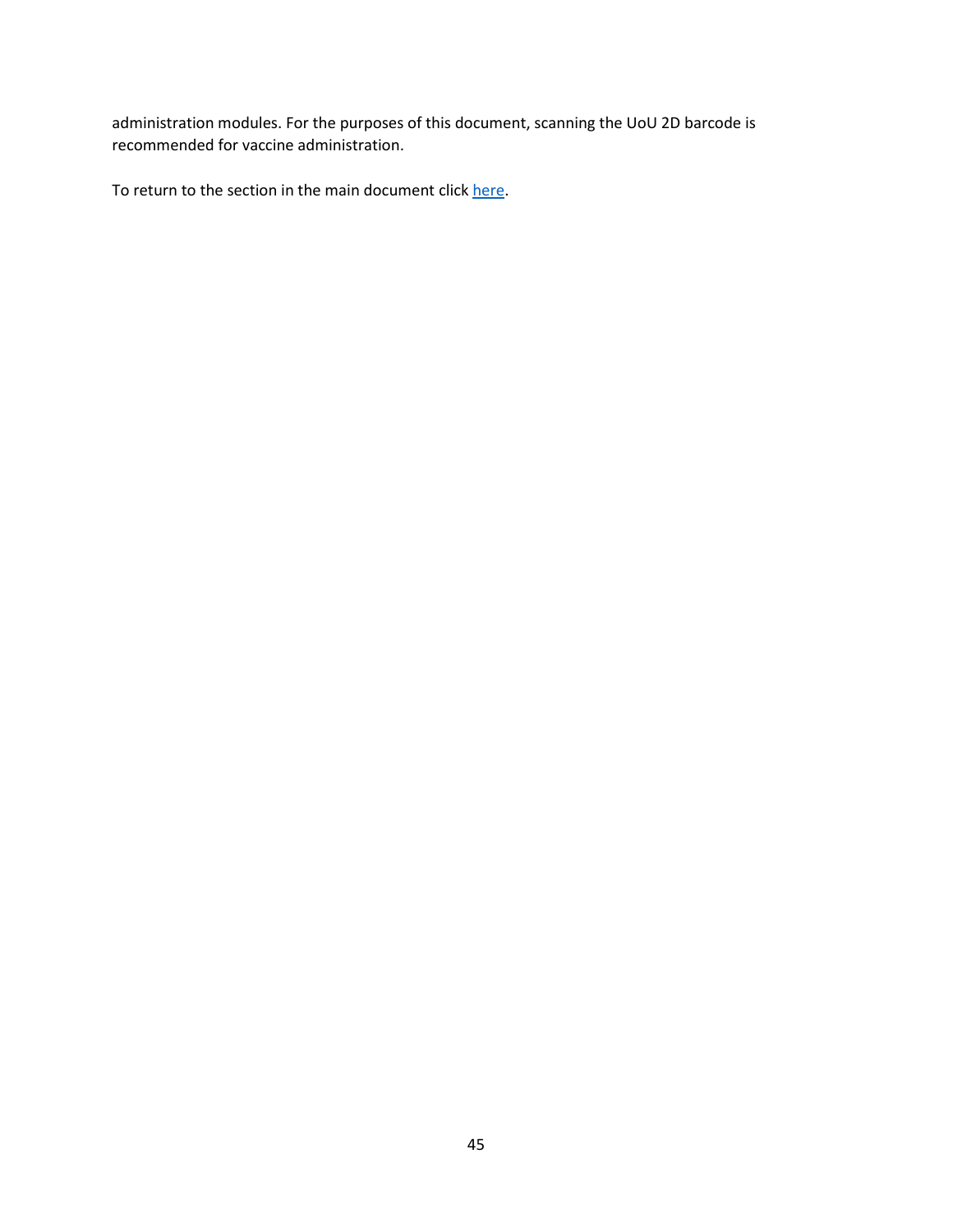administration modules. For the purposes of this document, scanning the UoU 2D barcode is recommended for vaccine administration.

To return to the section in the main document click here.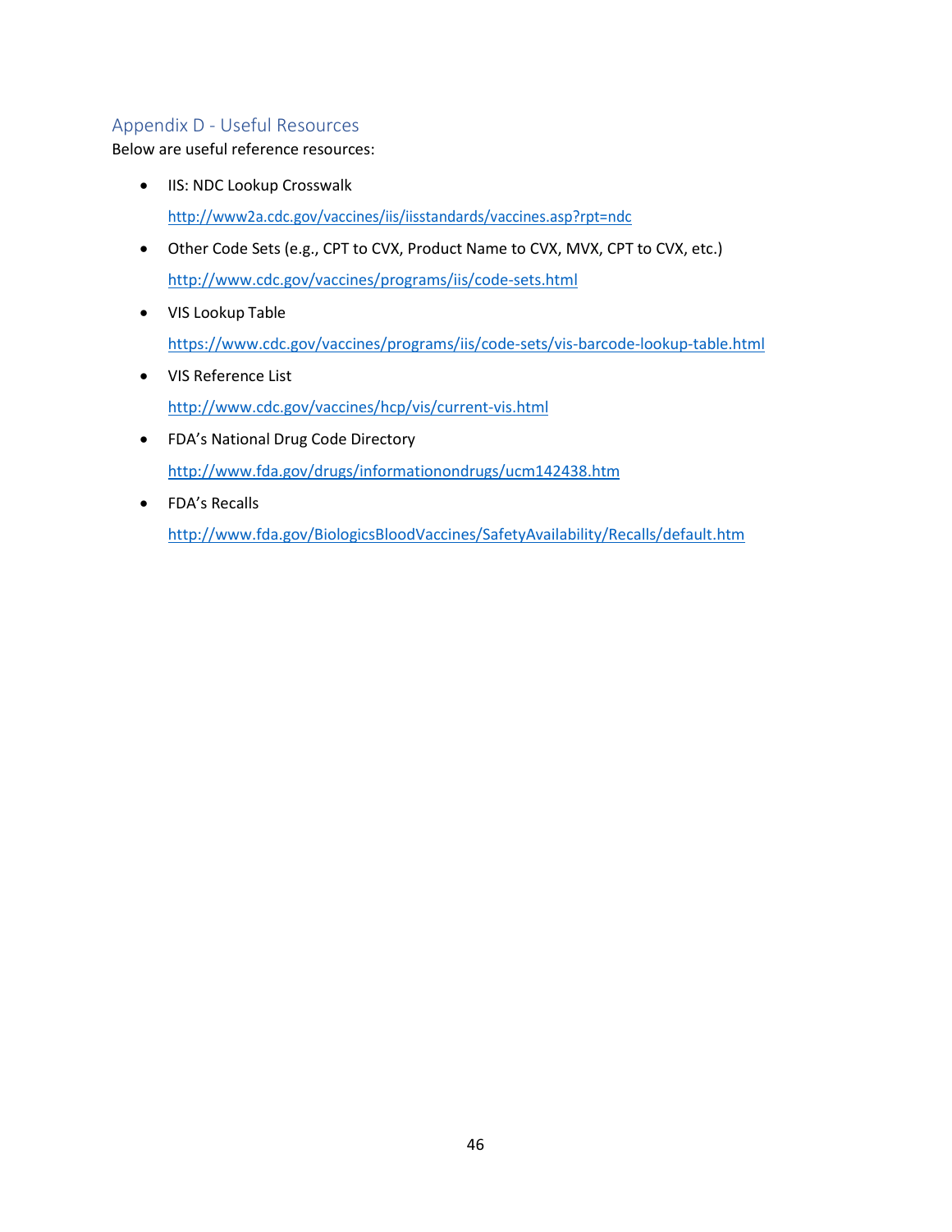## Appendix D - Useful Resources

Below are useful reference resources:

- IIS: NDC Lookup Crosswalk

  http://www2a.cdc.gov/vaccines/iis/iisstandards/vaccines.asp?rpt=ndc

- Other Code Sets (e.g., CPT to CVX, Product Name to CVX, MVX, CPT to CVX, etc.)

  http://www.cdc.gov/vaccines/programs/iis/code-sets.html

- VIS Lookup Table

  https://www.cdc.gov/vaccines/programs/iis/code-sets/vis-barcode-lookup-table.html

- VIS Reference List

  http://www.cdc.gov/vaccines/hcp/vis/current-vis.html

- FDA's National Drug Code Directory

  http://www.fda.gov/drugs/informationondrugs/ucm142438.htm

- FDA's Recalls

  http://www.fda.gov/BiologicsBloodVaccines/SafetyAvailability/Recalls/default.htm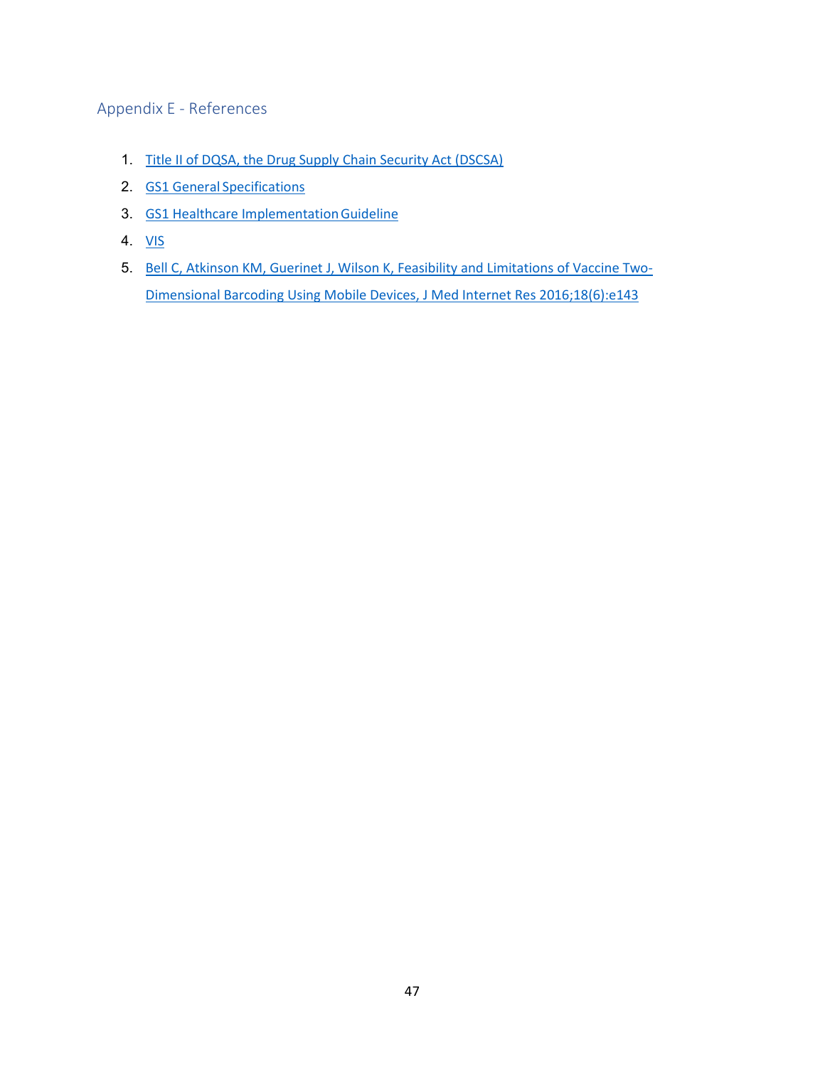## Appendix E - References

1. Title II of DQSA, the Drug Supply Chain Security Act (DSCSA)
2. GS1 General Specifications
3. GS1 Healthcare Implementation Guideline
4. VIS
5. Bell C, Atkinson KM, Guerinet J, Wilson K, Feasibility and Limitations of Vaccine Two-Dimensional Barcoding Using Mobile Devices, J Med Internet Res 2016;18(6):e143